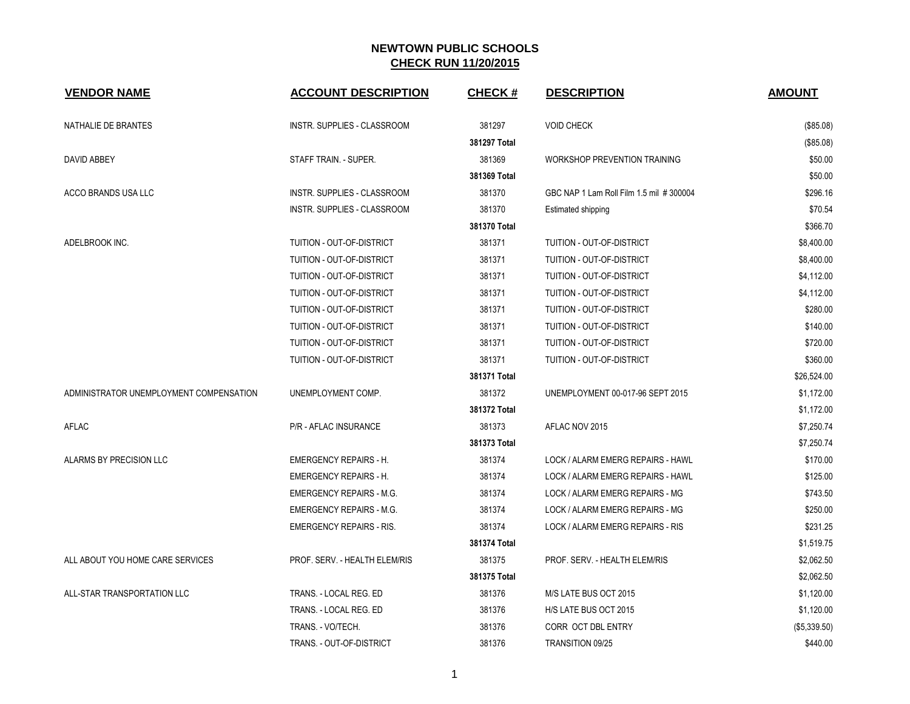# NEWTOWN PUBLIC SCHOOLS

## CHECK RUN 11/20/2015

| VENDOR NAME | ACCOUNT DESCRIPTION | CHECK # | DESCRIPTION | AMOUNT |
|---|---|---|---|---|
| NATHALIE DE BRANTES | INSTR. SUPPLIES - CLASSROOM | 381297 | VOID CHECK | ($85.08) |
| | | **381297 Total** | | ($85.08) |
| DAVID ABBEY | STAFF TRAIN. - SUPER. | 381369 | WORKSHOP PREVENTION TRAINING | $50.00 |
| | | **381369 Total** | | $50.00 |
| ACCO BRANDS USA LLC | INSTR. SUPPLIES - CLASSROOM | 381370 | GBC NAP 1 Lam Roll Film 1.5 mil # 300004 | $296.16 |
| | INSTR. SUPPLIES - CLASSROOM | 381370 | Estimated shipping | $70.54 |
| | | **381370 Total** | | $366.70 |
| ADELBROOK INC. | TUITION - OUT-OF-DISTRICT | 381371 | TUITION - OUT-OF-DISTRICT | $8,400.00 |
| | TUITION - OUT-OF-DISTRICT | 381371 | TUITION - OUT-OF-DISTRICT | $8,400.00 |
| | TUITION - OUT-OF-DISTRICT | 381371 | TUITION - OUT-OF-DISTRICT | $4,112.00 |
| | TUITION - OUT-OF-DISTRICT | 381371 | TUITION - OUT-OF-DISTRICT | $4,112.00 |
| | TUITION - OUT-OF-DISTRICT | 381371 | TUITION - OUT-OF-DISTRICT | $280.00 |
| | TUITION - OUT-OF-DISTRICT | 381371 | TUITION - OUT-OF-DISTRICT | $140.00 |
| | TUITION - OUT-OF-DISTRICT | 381371 | TUITION - OUT-OF-DISTRICT | $720.00 |
| | TUITION - OUT-OF-DISTRICT | 381371 | TUITION - OUT-OF-DISTRICT | $360.00 |
| | | **381371 Total** | | $26,524.00 |
| ADMINISTRATOR UNEMPLOYMENT COMPENSATION | UNEMPLOYMENT COMP. | 381372 | UNEMPLOYMENT 00-017-96 SEPT 2015 | $1,172.00 |
| | | **381372 Total** | | $1,172.00 |
| AFLAC | P/R - AFLAC INSURANCE | 381373 | AFLAC NOV 2015 | $7,250.74 |
| | | **381373 Total** | | $7,250.74 |
| ALARMS BY PRECISION LLC | EMERGENCY REPAIRS - H. | 381374 | LOCK / ALARM EMERG REPAIRS - HAWL | $170.00 |
| | EMERGENCY REPAIRS - H. | 381374 | LOCK / ALARM EMERG REPAIRS - HAWL | $125.00 |
| | EMERGENCY REPAIRS - M.G. | 381374 | LOCK / ALARM EMERG REPAIRS - MG | $743.50 |
| | EMERGENCY REPAIRS - M.G. | 381374 | LOCK / ALARM EMERG REPAIRS - MG | $250.00 |
| | EMERGENCY REPAIRS - RIS. | 381374 | LOCK / ALARM EMERG REPAIRS - RIS | $231.25 |
| | | **381374 Total** | | $1,519.75 |
| ALL ABOUT YOU HOME CARE SERVICES | PROF. SERV. - HEALTH ELEM/RIS | 381375 | PROF. SERV. - HEALTH ELEM/RIS | $2,062.50 |
| | | **381375 Total** | | $2,062.50 |
| ALL-STAR TRANSPORTATION LLC | TRANS. - LOCAL REG. ED | 381376 | M/S LATE BUS OCT 2015 | $1,120.00 |
| | TRANS. - LOCAL REG. ED | 381376 | H/S LATE BUS OCT 2015 | $1,120.00 |
| | TRANS. - VO/TECH. | 381376 | CORR OCT DBL ENTRY | ($5,339.50) |
| | TRANS. - OUT-OF-DISTRICT | 381376 | TRANSITION 09/25 | $440.00 |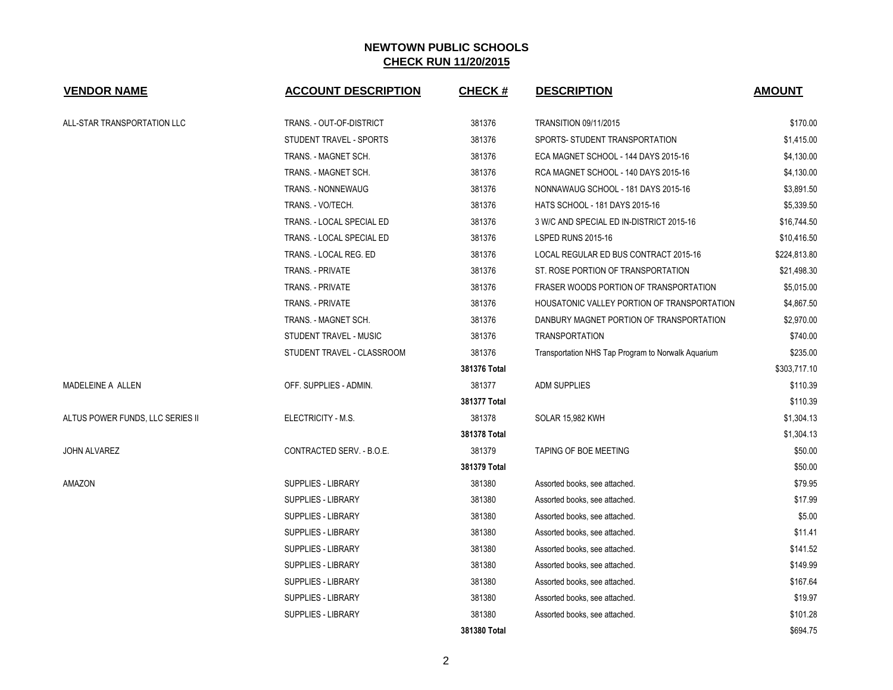# NEWTOWN PUBLIC SCHOOLS

## CHECK RUN 11/20/2015

| VENDOR NAME | ACCOUNT DESCRIPTION | CHECK # | DESCRIPTION | AMOUNT |
|---|---|---|---|---|
| ALL-STAR TRANSPORTATION LLC | TRANS. - OUT-OF-DISTRICT | 381376 | TRANSITION 09/11/2015 | $170.00 |
| | STUDENT TRAVEL - SPORTS | 381376 | SPORTS- STUDENT TRANSPORTATION | $1,415.00 |
| | TRANS. - MAGNET SCH. | 381376 | ECA MAGNET SCHOOL - 144 DAYS 2015-16 | $4,130.00 |
| | TRANS. - MAGNET SCH. | 381376 | RCA MAGNET SCHOOL - 140 DAYS 2015-16 | $4,130.00 |
| | TRANS. - NONNEWAUG | 381376 | NONNAWAUG SCHOOL - 181 DAYS 2015-16 | $3,891.50 |
| | TRANS. - VO/TECH. | 381376 | HATS SCHOOL - 181 DAYS 2015-16 | $5,339.50 |
| | TRANS. - LOCAL SPECIAL ED | 381376 | 3 W/C AND SPECIAL ED IN-DISTRICT 2015-16 | $16,744.50 |
| | TRANS. - LOCAL SPECIAL ED | 381376 | LSPED RUNS 2015-16 | $10,416.50 |
| | TRANS. - LOCAL REG. ED | 381376 | LOCAL REGULAR ED BUS CONTRACT 2015-16 | $224,813.80 |
| | TRANS. - PRIVATE | 381376 | ST. ROSE PORTION OF TRANSPORTATION | $21,498.30 |
| | TRANS. - PRIVATE | 381376 | FRASER WOODS PORTION OF TRANSPORTATION | $5,015.00 |
| | TRANS. - PRIVATE | 381376 | HOUSATONIC VALLEY PORTION OF TRANSPORTATION | $4,867.50 |
| | TRANS. - MAGNET SCH. | 381376 | DANBURY MAGNET PORTION OF TRANSPORTATION | $2,970.00 |
| | STUDENT TRAVEL - MUSIC | 381376 | TRANSPORTATION | $740.00 |
| | STUDENT TRAVEL - CLASSROOM | 381376 | Transportation NHS Tap Program to Norwalk Aquarium | $235.00 |
| | | **381376 Total** | | $303,717.10 |
| MADELEINE A ALLEN | OFF. SUPPLIES - ADMIN. | 381377 | ADM SUPPLIES | $110.39 |
| | | **381377 Total** | | $110.39 |
| ALTUS POWER FUNDS, LLC SERIES II | ELECTRICITY - M.S. | 381378 | SOLAR 15,982 KWH | $1,304.13 |
| | | **381378 Total** | | $1,304.13 |
| JOHN ALVAREZ | CONTRACTED SERV. - B.O.E. | 381379 | TAPING OF BOE MEETING | $50.00 |
| | | **381379 Total** | | $50.00 |
| AMAZON | SUPPLIES - LIBRARY | 381380 | Assorted books, see attached. | $79.95 |
| | SUPPLIES - LIBRARY | 381380 | Assorted books, see attached. | $17.99 |
| | SUPPLIES - LIBRARY | 381380 | Assorted books, see attached. | $5.00 |
| | SUPPLIES - LIBRARY | 381380 | Assorted books, see attached. | $11.41 |
| | SUPPLIES - LIBRARY | 381380 | Assorted books, see attached. | $141.52 |
| | SUPPLIES - LIBRARY | 381380 | Assorted books, see attached. | $149.99 |
| | SUPPLIES - LIBRARY | 381380 | Assorted books, see attached. | $167.64 |
| | SUPPLIES - LIBRARY | 381380 | Assorted books, see attached. | $19.97 |
| | SUPPLIES - LIBRARY | 381380 | Assorted books, see attached. | $101.28 |
| | | **381380 Total** | | $694.75 |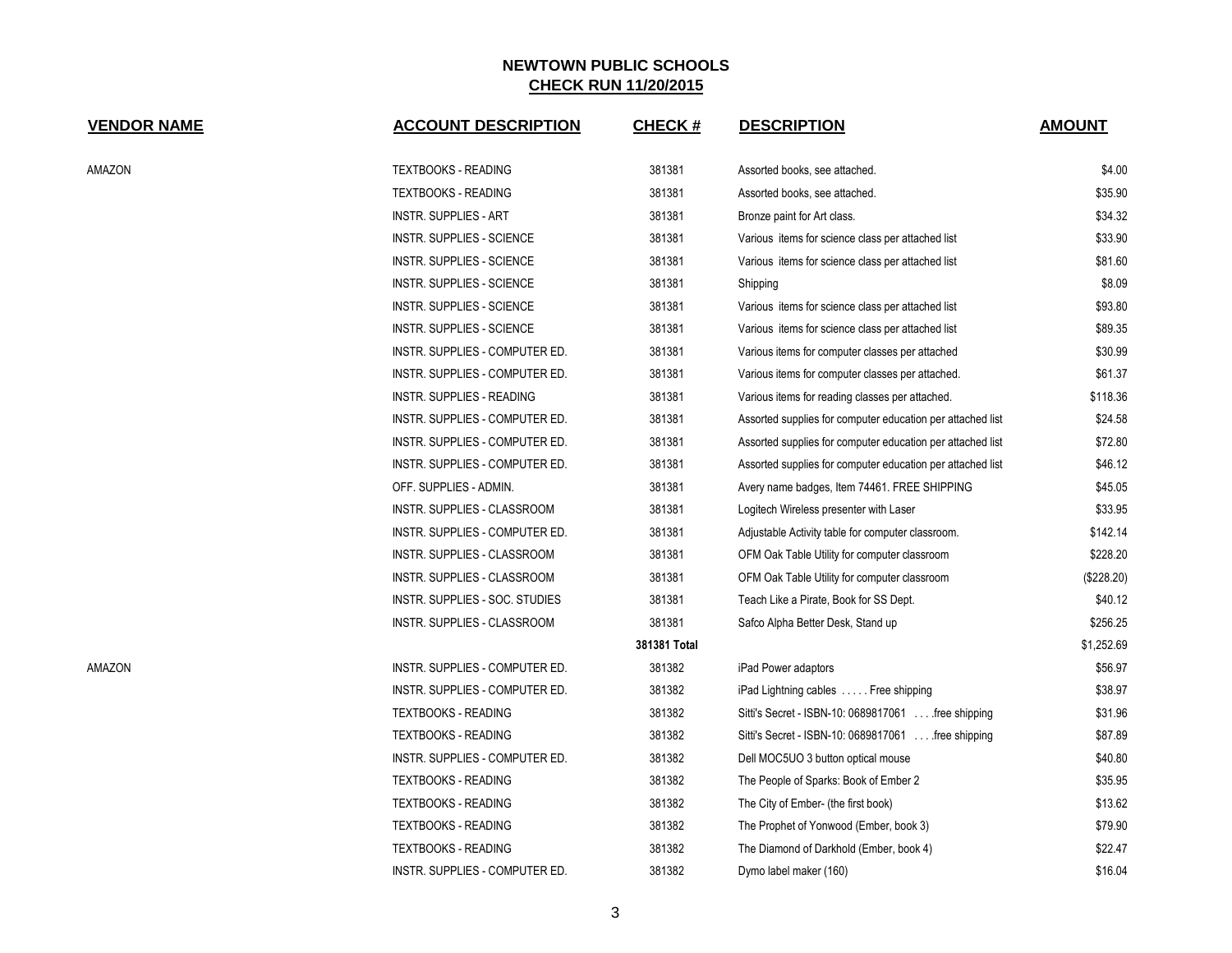# NEWTOWN PUBLIC SCHOOLS

## CHECK RUN 11/20/2015

| VENDOR NAME | ACCOUNT DESCRIPTION | CHECK # | DESCRIPTION | AMOUNT |
|---|---|---|---|---|
| AMAZON | TEXTBOOKS - READING | 381381 | Assorted books, see attached. | $4.00 |
| | TEXTBOOKS - READING | 381381 | Assorted books, see attached. | $35.90 |
| | INSTR. SUPPLIES - ART | 381381 | Bronze paint for Art class. | $34.32 |
| | INSTR. SUPPLIES - SCIENCE | 381381 | Various items for science class per attached list | $33.90 |
| | INSTR. SUPPLIES - SCIENCE | 381381 | Various items for science class per attached list | $81.60 |
| | INSTR. SUPPLIES - SCIENCE | 381381 | Shipping | $8.09 |
| | INSTR. SUPPLIES - SCIENCE | 381381 | Various items for science class per attached list | $93.80 |
| | INSTR. SUPPLIES - SCIENCE | 381381 | Various items for science class per attached list | $89.35 |
| | INSTR. SUPPLIES - COMPUTER ED. | 381381 | Various items for computer classes per attached | $30.99 |
| | INSTR. SUPPLIES - COMPUTER ED. | 381381 | Various items for computer classes per attached. | $61.37 |
| | INSTR. SUPPLIES - READING | 381381 | Various items for reading classes per attached. | $118.36 |
| | INSTR. SUPPLIES - COMPUTER ED. | 381381 | Assorted supplies for computer education per attached list | $24.58 |
| | INSTR. SUPPLIES - COMPUTER ED. | 381381 | Assorted supplies for computer education per attached list | $72.80 |
| | INSTR. SUPPLIES - COMPUTER ED. | 381381 | Assorted supplies for computer education per attached list | $46.12 |
| | OFF. SUPPLIES - ADMIN. | 381381 | Avery name badges, Item 74461. FREE SHIPPING | $45.05 |
| | INSTR. SUPPLIES - CLASSROOM | 381381 | Logitech Wireless presenter with Laser | $33.95 |
| | INSTR. SUPPLIES - COMPUTER ED. | 381381 | Adjustable Activity table for computer classroom. | $142.14 |
| | INSTR. SUPPLIES - CLASSROOM | 381381 | OFM Oak Table Utility for computer classroom | $228.20 |
| | INSTR. SUPPLIES - CLASSROOM | 381381 | OFM Oak Table Utility for computer classroom | ($228.20) |
| | INSTR. SUPPLIES - SOC. STUDIES | 381381 | Teach Like a Pirate, Book for SS Dept. | $40.12 |
| | INSTR. SUPPLIES - CLASSROOM | 381381 | Safco Alpha Better Desk, Stand up | $256.25 |
| | | **381381 Total** | | $1,252.69 |
| AMAZON | INSTR. SUPPLIES - COMPUTER ED. | 381382 | iPad Power adaptors | $56.97 |
| | INSTR. SUPPLIES - COMPUTER ED. | 381382 | iPad Lightning cables . . . . . Free shipping | $38.97 |
| | TEXTBOOKS - READING | 381382 | Sitti's Secret - ISBN-10: 0689817061 . . . .free shipping | $31.96 |
| | TEXTBOOKS - READING | 381382 | Sitti's Secret - ISBN-10: 0689817061 . . . .free shipping | $87.89 |
| | INSTR. SUPPLIES - COMPUTER ED. | 381382 | Dell MOC5UO 3 button optical mouse | $40.80 |
| | TEXTBOOKS - READING | 381382 | The People of Sparks: Book of Ember 2 | $35.95 |
| | TEXTBOOKS - READING | 381382 | The City of Ember- (the first book) | $13.62 |
| | TEXTBOOKS - READING | 381382 | The Prophet of Yonwood (Ember, book 3) | $79.90 |
| | TEXTBOOKS - READING | 381382 | The Diamond of Darkhold (Ember, book 4) | $22.47 |
| | INSTR. SUPPLIES - COMPUTER ED. | 381382 | Dymo label maker (160) | $16.04 |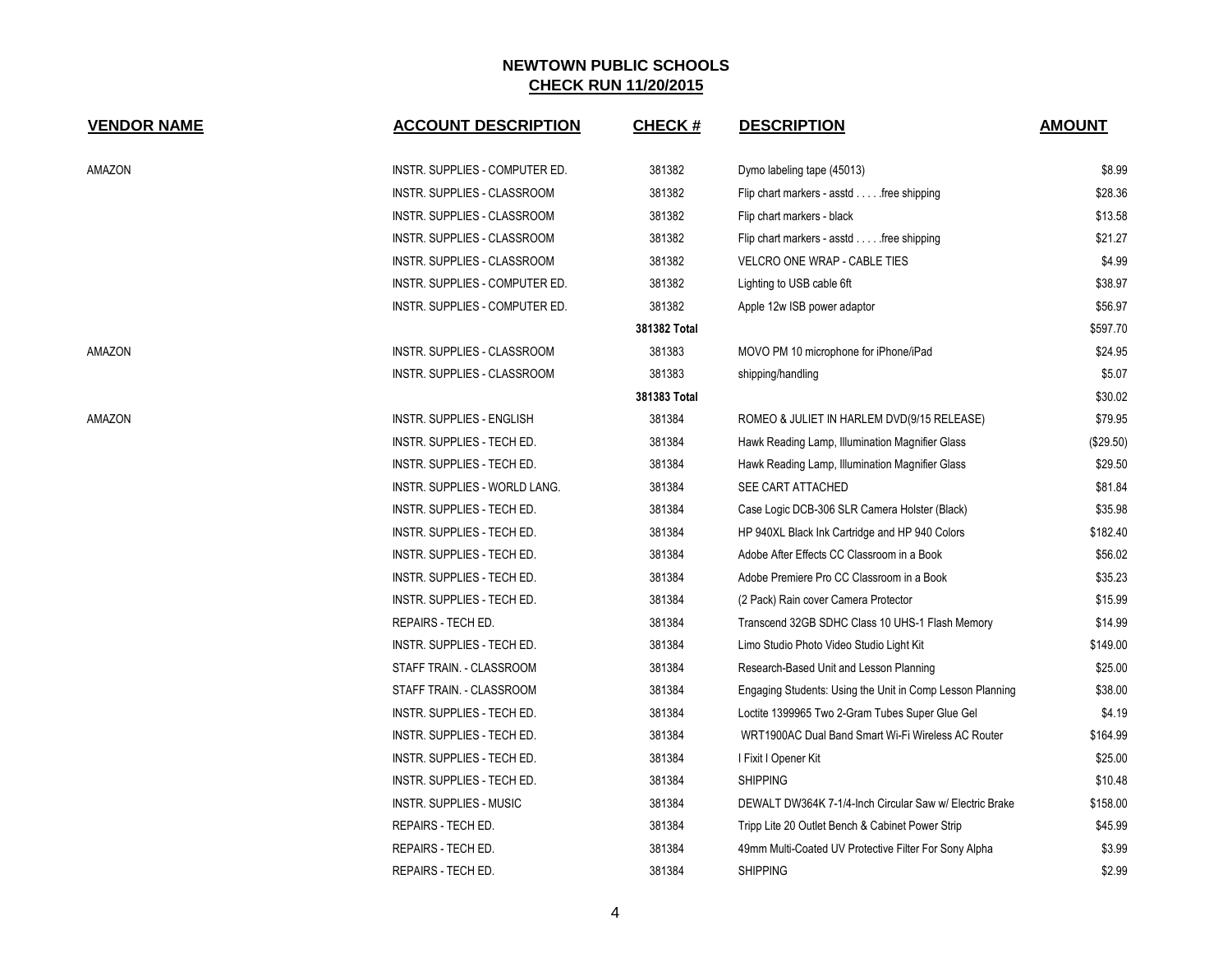# NEWTOWN PUBLIC SCHOOLS

## CHECK RUN 11/20/2015

| VENDOR NAME | ACCOUNT DESCRIPTION | CHECK # | DESCRIPTION | AMOUNT |
|---|---|---|---|---|
| AMAZON | INSTR. SUPPLIES - COMPUTER ED. | 381382 | Dymo labeling tape (45013) | $8.99 |
| | INSTR. SUPPLIES - CLASSROOM | 381382 | Flip chart markers - asstd . . . . .free shipping | $28.36 |
| | INSTR. SUPPLIES - CLASSROOM | 381382 | Flip chart markers - black | $13.58 |
| | INSTR. SUPPLIES - CLASSROOM | 381382 | Flip chart markers - asstd . . . . .free shipping | $21.27 |
| | INSTR. SUPPLIES - CLASSROOM | 381382 | VELCRO ONE WRAP - CABLE TIES | $4.99 |
| | INSTR. SUPPLIES - COMPUTER ED. | 381382 | Lighting to USB cable 6ft | $38.97 |
| | INSTR. SUPPLIES - COMPUTER ED. | 381382 | Apple 12w ISB power adaptor | $56.97 |
| | | **381382 Total** | | $597.70 |
| AMAZON | INSTR. SUPPLIES - CLASSROOM | 381383 | MOVO PM 10 microphone for iPhone/iPad | $24.95 |
| | INSTR. SUPPLIES - CLASSROOM | 381383 | shipping/handling | $5.07 |
| | | **381383 Total** | | $30.02 |
| AMAZON | INSTR. SUPPLIES - ENGLISH | 381384 | ROMEO & JULIET IN HARLEM DVD(9/15 RELEASE) | $79.95 |
| | INSTR. SUPPLIES - TECH ED. | 381384 | Hawk Reading Lamp, Illumination Magnifier Glass | ($29.50) |
| | INSTR. SUPPLIES - TECH ED. | 381384 | Hawk Reading Lamp, Illumination Magnifier Glass | $29.50 |
| | INSTR. SUPPLIES - WORLD LANG. | 381384 | SEE CART ATTACHED | $81.84 |
| | INSTR. SUPPLIES - TECH ED. | 381384 | Case Logic DCB-306 SLR Camera Holster (Black) | $35.98 |
| | INSTR. SUPPLIES - TECH ED. | 381384 | HP 940XL Black Ink Cartridge and HP 940 Colors | $182.40 |
| | INSTR. SUPPLIES - TECH ED. | 381384 | Adobe After Effects CC Classroom in a Book | $56.02 |
| | INSTR. SUPPLIES - TECH ED. | 381384 | Adobe Premiere Pro CC Classroom in a Book | $35.23 |
| | INSTR. SUPPLIES - TECH ED. | 381384 | (2 Pack) Rain cover Camera Protector | $15.99 |
| | REPAIRS - TECH ED. | 381384 | Transcend 32GB SDHC Class 10 UHS-1 Flash Memory | $14.99 |
| | INSTR. SUPPLIES - TECH ED. | 381384 | Limo Studio Photo Video Studio Light Kit | $149.00 |
| | STAFF TRAIN. - CLASSROOM | 381384 | Research-Based Unit and Lesson Planning | $25.00 |
| | STAFF TRAIN. - CLASSROOM | 381384 | Engaging Students: Using the Unit in Comp Lesson Planning | $38.00 |
| | INSTR. SUPPLIES - TECH ED. | 381384 | Loctite 1399965 Two 2-Gram Tubes Super Glue Gel | $4.19 |
| | INSTR. SUPPLIES - TECH ED. | 381384 | WRT1900AC Dual Band Smart Wi-Fi Wireless AC Router | $164.99 |
| | INSTR. SUPPLIES - TECH ED. | 381384 | I Fixit I Opener Kit | $25.00 |
| | INSTR. SUPPLIES - TECH ED. | 381384 | SHIPPING | $10.48 |
| | INSTR. SUPPLIES - MUSIC | 381384 | DEWALT DW364K 7-1/4-Inch Circular Saw w/ Electric Brake | $158.00 |
| | REPAIRS - TECH ED. | 381384 | Tripp Lite 20 Outlet Bench & Cabinet Power Strip | $45.99 |
| | REPAIRS - TECH ED. | 381384 | 49mm Multi-Coated UV Protective Filter For Sony Alpha | $3.99 |
| | REPAIRS - TECH ED. | 381384 | SHIPPING | $2.99 |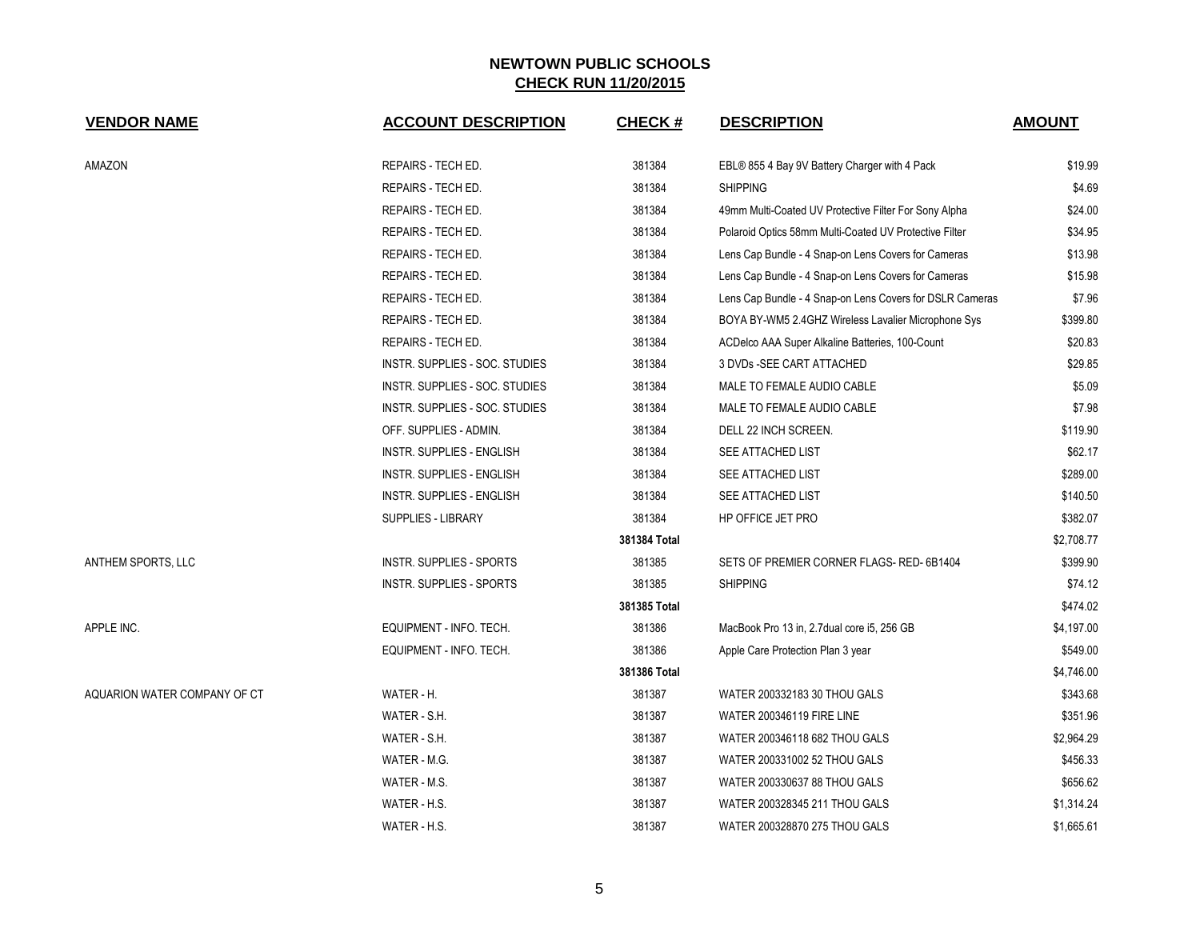# NEWTOWN PUBLIC SCHOOLS

## CHECK RUN 11/20/2015

| VENDOR NAME | ACCOUNT DESCRIPTION | CHECK # | DESCRIPTION | AMOUNT |
|---|---|---|---|---|
| AMAZON | REPAIRS - TECH ED. | 381384 | EBL® 855 4 Bay 9V Battery Charger with 4 Pack | $19.99 |
| | REPAIRS - TECH ED. | 381384 | SHIPPING | $4.69 |
| | REPAIRS - TECH ED. | 381384 | 49mm Multi-Coated UV Protective Filter For Sony Alpha | $24.00 |
| | REPAIRS - TECH ED. | 381384 | Polaroid Optics 58mm Multi-Coated UV Protective Filter | $34.95 |
| | REPAIRS - TECH ED. | 381384 | Lens Cap Bundle - 4 Snap-on Lens Covers for Cameras | $13.98 |
| | REPAIRS - TECH ED. | 381384 | Lens Cap Bundle - 4 Snap-on Lens Covers for Cameras | $15.98 |
| | REPAIRS - TECH ED. | 381384 | Lens Cap Bundle - 4 Snap-on Lens Covers for DSLR Cameras | $7.96 |
| | REPAIRS - TECH ED. | 381384 | BOYA BY-WM5 2.4GHZ Wireless Lavalier Microphone Sys | $399.80 |
| | REPAIRS - TECH ED. | 381384 | ACDelco AAA Super Alkaline Batteries, 100-Count | $20.83 |
| | INSTR. SUPPLIES - SOC. STUDIES | 381384 | 3 DVDs -SEE CART ATTACHED | $29.85 |
| | INSTR. SUPPLIES - SOC. STUDIES | 381384 | MALE TO FEMALE AUDIO CABLE | $5.09 |
| | INSTR. SUPPLIES - SOC. STUDIES | 381384 | MALE TO FEMALE AUDIO CABLE | $7.98 |
| | OFF. SUPPLIES - ADMIN. | 381384 | DELL 22 INCH SCREEN. | $119.90 |
| | INSTR. SUPPLIES - ENGLISH | 381384 | SEE ATTACHED LIST | $62.17 |
| | INSTR. SUPPLIES - ENGLISH | 381384 | SEE ATTACHED LIST | $289.00 |
| | INSTR. SUPPLIES - ENGLISH | 381384 | SEE ATTACHED LIST | $140.50 |
| | SUPPLIES - LIBRARY | 381384 | HP OFFICE JET PRO | $382.07 |
| | | **381384 Total** | | $2,708.77 |
| ANTHEM SPORTS, LLC | INSTR. SUPPLIES - SPORTS | 381385 | SETS OF PREMIER CORNER FLAGS- RED- 6B1404 | $399.90 |
| | INSTR. SUPPLIES - SPORTS | 381385 | SHIPPING | $74.12 |
| | | **381385 Total** | | $474.02 |
| APPLE INC. | EQUIPMENT - INFO. TECH. | 381386 | MacBook Pro 13 in, 2.7dual core i5, 256 GB | $4,197.00 |
| | EQUIPMENT - INFO. TECH. | 381386 | Apple Care Protection Plan 3 year | $549.00 |
| | | **381386 Total** | | $4,746.00 |
| AQUARION WATER COMPANY OF CT | WATER - H. | 381387 | WATER 200332183 30 THOU GALS | $343.68 |
| | WATER - S.H. | 381387 | WATER 200346119 FIRE LINE | $351.96 |
| | WATER - S.H. | 381387 | WATER 200346118 682 THOU GALS | $2,964.29 |
| | WATER - M.G. | 381387 | WATER 200331002 52 THOU GALS | $456.33 |
| | WATER - M.S. | 381387 | WATER 200330637 88 THOU GALS | $656.62 |
| | WATER - H.S. | 381387 | WATER 200328345 211 THOU GALS | $1,314.24 |
| | WATER - H.S. | 381387 | WATER 200328870 275 THOU GALS | $1,665.61 |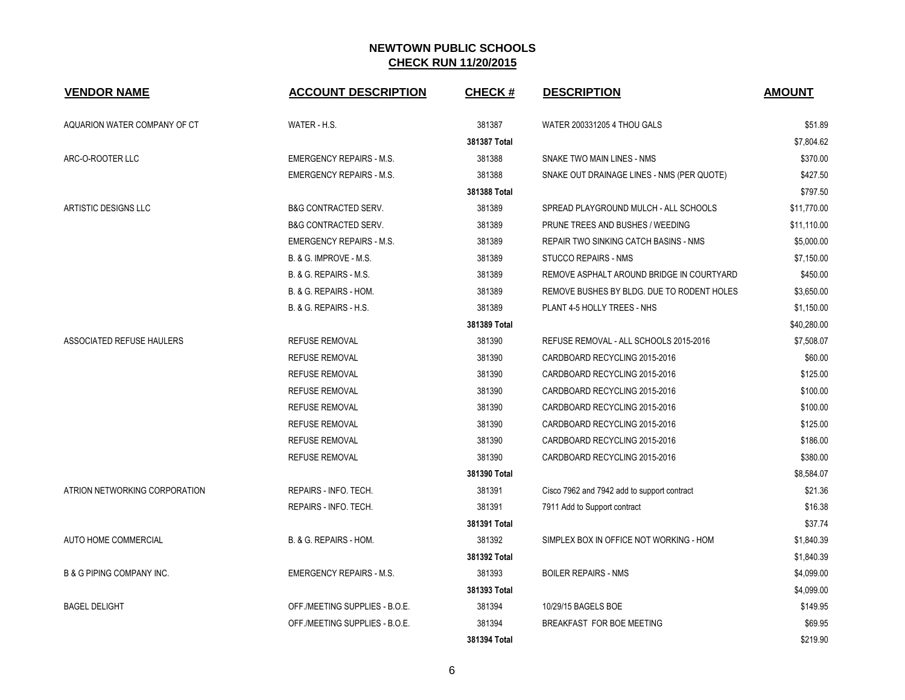# NEWTOWN PUBLIC SCHOOLS

## CHECK RUN 11/20/2015

| VENDOR NAME | ACCOUNT DESCRIPTION | CHECK # | DESCRIPTION | AMOUNT |
|---|---|---|---|---|
| AQUARION WATER COMPANY OF CT | WATER - H.S. | 381387 | WATER 200331205 4 THOU GALS | $51.89 |
| | | **381387 Total** | | $7,804.62 |
| ARC-O-ROOTER LLC | EMERGENCY REPAIRS - M.S. | 381388 | SNAKE TWO MAIN LINES - NMS | $370.00 |
| | EMERGENCY REPAIRS - M.S. | 381388 | SNAKE OUT DRAINAGE LINES - NMS (PER QUOTE) | $427.50 |
| | | **381388 Total** | | $797.50 |
| ARTISTIC DESIGNS LLC | B&G CONTRACTED SERV. | 381389 | SPREAD PLAYGROUND MULCH - ALL SCHOOLS | $11,770.00 |
| | B&G CONTRACTED SERV. | 381389 | PRUNE TREES AND BUSHES / WEEDING | $11,110.00 |
| | EMERGENCY REPAIRS - M.S. | 381389 | REPAIR TWO SINKING CATCH BASINS - NMS | $5,000.00 |
| | B. & G. IMPROVE - M.S. | 381389 | STUCCO REPAIRS - NMS | $7,150.00 |
| | B. & G. REPAIRS - M.S. | 381389 | REMOVE ASPHALT AROUND BRIDGE IN COURTYARD | $450.00 |
| | B. & G. REPAIRS - HOM. | 381389 | REMOVE BUSHES BY BLDG. DUE TO RODENT HOLES | $3,650.00 |
| | B. & G. REPAIRS - H.S. | 381389 | PLANT 4-5 HOLLY TREES - NHS | $1,150.00 |
| | | **381389 Total** | | $40,280.00 |
| ASSOCIATED REFUSE HAULERS | REFUSE REMOVAL | 381390 | REFUSE REMOVAL - ALL SCHOOLS 2015-2016 | $7,508.07 |
| | REFUSE REMOVAL | 381390 | CARDBOARD RECYCLING 2015-2016 | $60.00 |
| | REFUSE REMOVAL | 381390 | CARDBOARD RECYCLING 2015-2016 | $125.00 |
| | REFUSE REMOVAL | 381390 | CARDBOARD RECYCLING 2015-2016 | $100.00 |
| | REFUSE REMOVAL | 381390 | CARDBOARD RECYCLING 2015-2016 | $100.00 |
| | REFUSE REMOVAL | 381390 | CARDBOARD RECYCLING 2015-2016 | $125.00 |
| | REFUSE REMOVAL | 381390 | CARDBOARD RECYCLING 2015-2016 | $186.00 |
| | REFUSE REMOVAL | 381390 | CARDBOARD RECYCLING 2015-2016 | $380.00 |
| | | **381390 Total** | | $8,584.07 |
| ATRION NETWORKING CORPORATION | REPAIRS - INFO. TECH. | 381391 | Cisco 7962 and 7942 add to support contract | $21.36 |
| | REPAIRS - INFO. TECH. | 381391 | 7911 Add to Support contract | $16.38 |
| | | **381391 Total** | | $37.74 |
| AUTO HOME COMMERCIAL | B. & G. REPAIRS - HOM. | 381392 | SIMPLEX BOX IN OFFICE NOT WORKING - HOM | $1,840.39 |
| | | **381392 Total** | | $1,840.39 |
| B & G PIPING COMPANY INC. | EMERGENCY REPAIRS - M.S. | 381393 | BOILER REPAIRS - NMS | $4,099.00 |
| | | **381393 Total** | | $4,099.00 |
| BAGEL DELIGHT | OFF./MEETING SUPPLIES - B.O.E. | 381394 | 10/29/15 BAGELS BOE | $149.95 |
| | OFF./MEETING SUPPLIES - B.O.E. | 381394 | BREAKFAST FOR BOE MEETING | $69.95 |
| | | **381394 Total** | | $219.90 |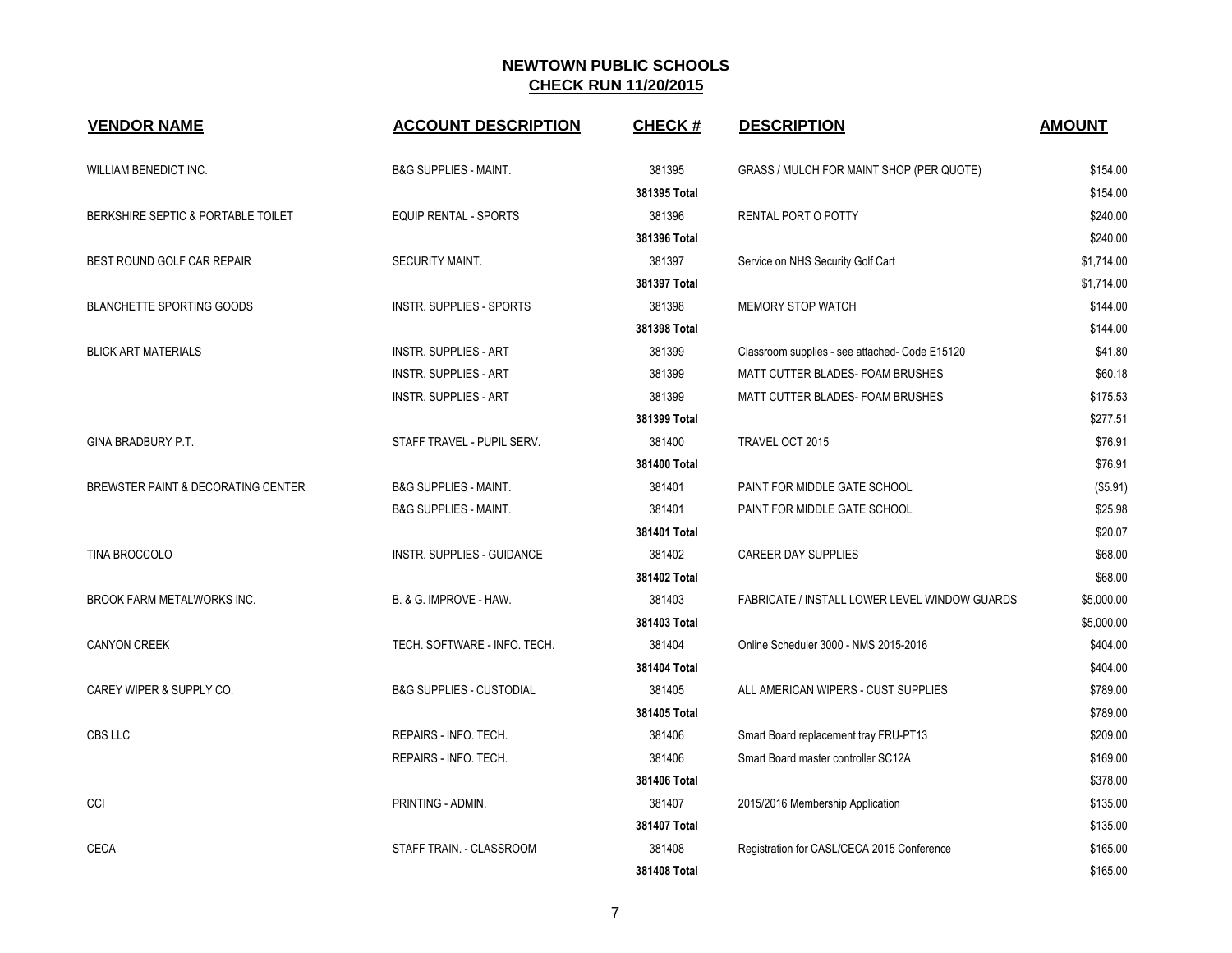# NEWTOWN PUBLIC SCHOOLS

## CHECK RUN 11/20/2015

| VENDOR NAME | ACCOUNT DESCRIPTION | CHECK # | DESCRIPTION | AMOUNT |
|---|---|---|---|---|
| WILLIAM BENEDICT INC. | B&G SUPPLIES - MAINT. | 381395 | GRASS / MULCH FOR MAINT SHOP (PER QUOTE) | $154.00 |
| | | **381395 Total** | | $154.00 |
| BERKSHIRE SEPTIC & PORTABLE TOILET | EQUIP RENTAL - SPORTS | 381396 | RENTAL PORT O POTTY | $240.00 |
| | | **381396 Total** | | $240.00 |
| BEST ROUND GOLF CAR REPAIR | SECURITY MAINT. | 381397 | Service on NHS Security Golf Cart | $1,714.00 |
| | | **381397 Total** | | $1,714.00 |
| BLANCHETTE SPORTING GOODS | INSTR. SUPPLIES - SPORTS | 381398 | MEMORY STOP WATCH | $144.00 |
| | | **381398 Total** | | $144.00 |
| BLICK ART MATERIALS | INSTR. SUPPLIES - ART | 381399 | Classroom supplies - see attached- Code E15120 | $41.80 |
| | INSTR. SUPPLIES - ART | 381399 | MATT CUTTER BLADES- FOAM BRUSHES | $60.18 |
| | INSTR. SUPPLIES - ART | 381399 | MATT CUTTER BLADES- FOAM BRUSHES | $175.53 |
| | | **381399 Total** | | $277.51 |
| GINA BRADBURY P.T. | STAFF TRAVEL - PUPIL SERV. | 381400 | TRAVEL OCT 2015 | $76.91 |
| | | **381400 Total** | | $76.91 |
| BREWSTER PAINT & DECORATING CENTER | B&G SUPPLIES - MAINT. | 381401 | PAINT FOR MIDDLE GATE SCHOOL | ($5.91) |
| | B&G SUPPLIES - MAINT. | 381401 | PAINT FOR MIDDLE GATE SCHOOL | $25.98 |
| | | **381401 Total** | | $20.07 |
| TINA BROCCOLO | INSTR. SUPPLIES - GUIDANCE | 381402 | CAREER DAY SUPPLIES | $68.00 |
| | | **381402 Total** | | $68.00 |
| BROOK FARM METALWORKS INC. | B. & G. IMPROVE - HAW. | 381403 | FABRICATE / INSTALL LOWER LEVEL WINDOW GUARDS | $5,000.00 |
| | | **381403 Total** | | $5,000.00 |
| CANYON CREEK | TECH. SOFTWARE - INFO. TECH. | 381404 | Online Scheduler 3000 - NMS 2015-2016 | $404.00 |
| | | **381404 Total** | | $404.00 |
| CAREY WIPER & SUPPLY CO. | B&G SUPPLIES - CUSTODIAL | 381405 | ALL AMERICAN WIPERS - CUST SUPPLIES | $789.00 |
| | | **381405 Total** | | $789.00 |
| CBS LLC | REPAIRS - INFO. TECH. | 381406 | Smart Board replacement tray FRU-PT13 | $209.00 |
| | REPAIRS - INFO. TECH. | 381406 | Smart Board master controller SC12A | $169.00 |
| | | **381406 Total** | | $378.00 |
| CCI | PRINTING - ADMIN. | 381407 | 2015/2016 Membership Application | $135.00 |
| | | **381407 Total** | | $135.00 |
| CECA | STAFF TRAIN. - CLASSROOM | 381408 | Registration for CASL/CECA 2015 Conference | $165.00 |
| | | **381408 Total** | | $165.00 |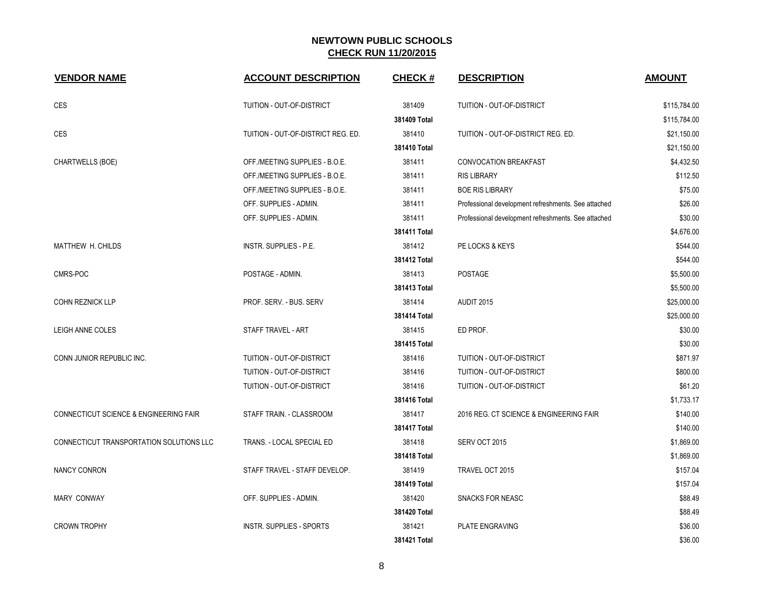# NEWTOWN PUBLIC SCHOOLS
## CHECK RUN 11/20/2015

| VENDOR NAME | ACCOUNT DESCRIPTION | CHECK # | DESCRIPTION | AMOUNT |
|---|---|---|---|---|
| CES | TUITION - OUT-OF-DISTRICT | 381409 | TUITION - OUT-OF-DISTRICT | $115,784.00 |
| | | **381409 Total** | | $115,784.00 |
| CES | TUITION - OUT-OF-DISTRICT REG. ED. | 381410 | TUITION - OUT-OF-DISTRICT REG. ED. | $21,150.00 |
| | | **381410 Total** | | $21,150.00 |
| CHARTWELLS (BOE) | OFF./MEETING SUPPLIES - B.O.E. | 381411 | CONVOCATION BREAKFAST | $4,432.50 |
| | OFF./MEETING SUPPLIES - B.O.E. | 381411 | RIS LIBRARY | $112.50 |
| | OFF./MEETING SUPPLIES - B.O.E. | 381411 | BOE RIS LIBRARY | $75.00 |
| | OFF. SUPPLIES - ADMIN. | 381411 | Professional development refreshments. See attached | $26.00 |
| | OFF. SUPPLIES - ADMIN. | 381411 | Professional development refreshments. See attached | $30.00 |
| | | **381411 Total** | | $4,676.00 |
| MATTHEW H. CHILDS | INSTR. SUPPLIES - P.E. | 381412 | PE LOCKS & KEYS | $544.00 |
| | | **381412 Total** | | $544.00 |
| CMRS-POC | POSTAGE - ADMIN. | 381413 | POSTAGE | $5,500.00 |
| | | **381413 Total** | | $5,500.00 |
| COHN REZNICK LLP | PROF. SERV. - BUS. SERV | 381414 | AUDIT 2015 | $25,000.00 |
| | | **381414 Total** | | $25,000.00 |
| LEIGH ANNE COLES | STAFF TRAVEL - ART | 381415 | ED PROF. | $30.00 |
| | | **381415 Total** | | $30.00 |
| CONN JUNIOR REPUBLIC INC. | TUITION - OUT-OF-DISTRICT | 381416 | TUITION - OUT-OF-DISTRICT | $871.97 |
| | TUITION - OUT-OF-DISTRICT | 381416 | TUITION - OUT-OF-DISTRICT | $800.00 |
| | TUITION - OUT-OF-DISTRICT | 381416 | TUITION - OUT-OF-DISTRICT | $61.20 |
| | | **381416 Total** | | $1,733.17 |
| CONNECTICUT SCIENCE & ENGINEERING FAIR | STAFF TRAIN. - CLASSROOM | 381417 | 2016 REG. CT SCIENCE & ENGINEERING FAIR | $140.00 |
| | | **381417 Total** | | $140.00 |
| CONNECTICUT TRANSPORTATION SOLUTIONS LLC | TRANS. - LOCAL SPECIAL ED | 381418 | SERV OCT 2015 | $1,869.00 |
| | | **381418 Total** | | $1,869.00 |
| NANCY CONRON | STAFF TRAVEL - STAFF DEVELOP. | 381419 | TRAVEL OCT 2015 | $157.04 |
| | | **381419 Total** | | $157.04 |
| MARY CONWAY | OFF. SUPPLIES - ADMIN. | 381420 | SNACKS FOR NEASC | $88.49 |
| | | **381420 Total** | | $88.49 |
| CROWN TROPHY | INSTR. SUPPLIES - SPORTS | 381421 | PLATE ENGRAVING | $36.00 |
| | | **381421 Total** | | $36.00 |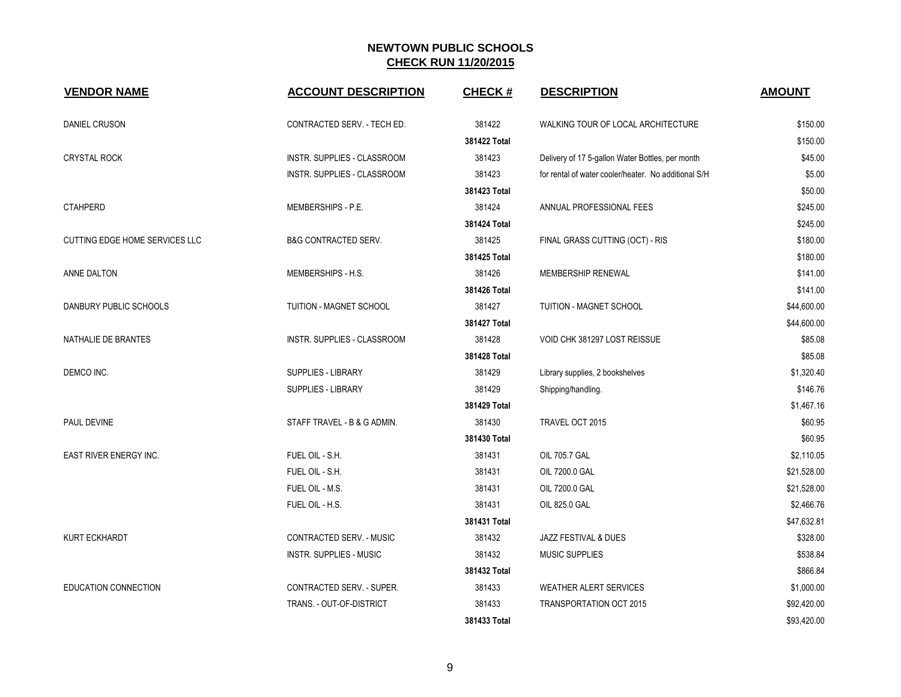# NEWTOWN PUBLIC SCHOOLS

## CHECK RUN 11/20/2015

| VENDOR NAME | ACCOUNT DESCRIPTION | CHECK # | DESCRIPTION | AMOUNT |
|---|---|---|---|---|
| DANIEL CRUSON | CONTRACTED SERV. - TECH ED. | 381422 | WALKING TOUR OF LOCAL ARCHITECTURE | $150.00 |
| | | **381422 Total** | | $150.00 |
| CRYSTAL ROCK | INSTR. SUPPLIES - CLASSROOM | 381423 | Delivery of 17 5-gallon Water Bottles, per month | $45.00 |
| | INSTR. SUPPLIES - CLASSROOM | 381423 | for rental of water cooler/heater. No additional S/H | $5.00 |
| | | **381423 Total** | | $50.00 |
| CTAHPERD | MEMBERSHIPS - P.E. | 381424 | ANNUAL PROFESSIONAL FEES | $245.00 |
| | | **381424 Total** | | $245.00 |
| CUTTING EDGE HOME SERVICES LLC | B&G CONTRACTED SERV. | 381425 | FINAL GRASS CUTTING (OCT) - RIS | $180.00 |
| | | **381425 Total** | | $180.00 |
| ANNE DALTON | MEMBERSHIPS - H.S. | 381426 | MEMBERSHIP RENEWAL | $141.00 |
| | | **381426 Total** | | $141.00 |
| DANBURY PUBLIC SCHOOLS | TUITION - MAGNET SCHOOL | 381427 | TUITION - MAGNET SCHOOL | $44,600.00 |
| | | **381427 Total** | | $44,600.00 |
| NATHALIE DE BRANTES | INSTR. SUPPLIES - CLASSROOM | 381428 | VOID CHK 381297 LOST REISSUE | $85.08 |
| | | **381428 Total** | | $85.08 |
| DEMCO INC. | SUPPLIES - LIBRARY | 381429 | Library supplies, 2 bookshelves | $1,320.40 |
| | SUPPLIES - LIBRARY | 381429 | Shipping/handling. | $146.76 |
| | | **381429 Total** | | $1,467.16 |
| PAUL DEVINE | STAFF TRAVEL - B & G ADMIN. | 381430 | TRAVEL OCT 2015 | $60.95 |
| | | **381430 Total** | | $60.95 |
| EAST RIVER ENERGY INC. | FUEL OIL - S.H. | 381431 | OIL 705.7 GAL | $2,110.05 |
| | FUEL OIL - S.H. | 381431 | OIL 7200.0 GAL | $21,528.00 |
| | FUEL OIL - M.S. | 381431 | OIL 7200.0 GAL | $21,528.00 |
| | FUEL OIL - H.S. | 381431 | OIL 825.0 GAL | $2,466.76 |
| | | **381431 Total** | | $47,632.81 |
| KURT ECKHARDT | CONTRACTED SERV. - MUSIC | 381432 | JAZZ FESTIVAL & DUES | $328.00 |
| | INSTR. SUPPLIES - MUSIC | 381432 | MUSIC SUPPLIES | $538.84 |
| | | **381432 Total** | | $866.84 |
| EDUCATION CONNECTION | CONTRACTED SERV. - SUPER. | 381433 | WEATHER ALERT SERVICES | $1,000.00 |
| | TRANS. - OUT-OF-DISTRICT | 381433 | TRANSPORTATION OCT 2015 | $92,420.00 |
| | | **381433 Total** | | $93,420.00 |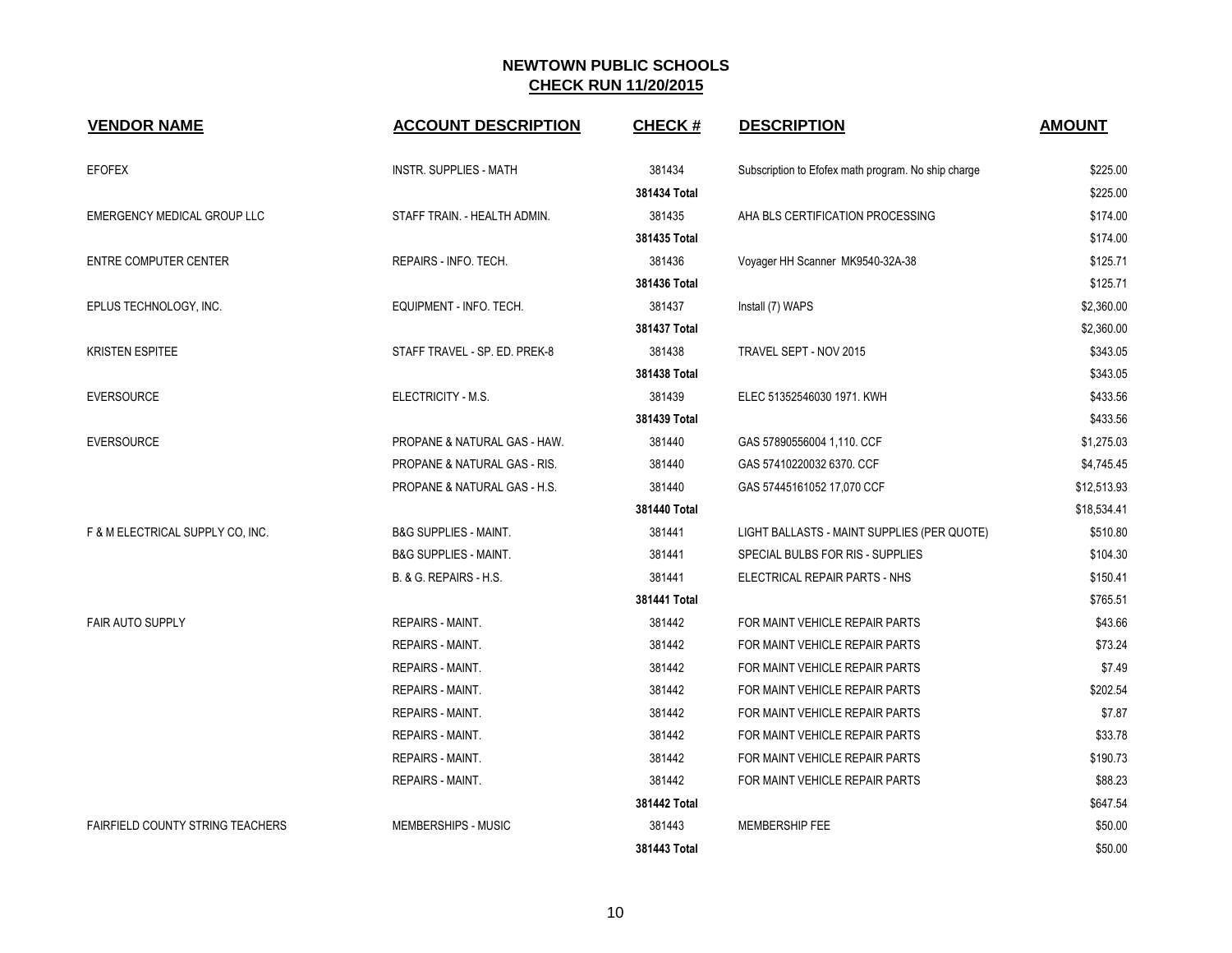# NEWTOWN PUBLIC SCHOOLS

## CHECK RUN 11/20/2015

| VENDOR NAME | ACCOUNT DESCRIPTION | CHECK # | DESCRIPTION | AMOUNT |
|---|---|---|---|---|
| EFOFEX | INSTR. SUPPLIES - MATH | 381434 | Subscription to Efofex math program. No ship charge | $225.00 |
| | | **381434 Total** | | $225.00 |
| EMERGENCY MEDICAL GROUP LLC | STAFF TRAIN. - HEALTH ADMIN. | 381435 | AHA BLS CERTIFICATION PROCESSING | $174.00 |
| | | **381435 Total** | | $174.00 |
| ENTRE COMPUTER CENTER | REPAIRS - INFO. TECH. | 381436 | Voyager HH Scanner MK9540-32A-38 | $125.71 |
| | | **381436 Total** | | $125.71 |
| EPLUS TECHNOLOGY, INC. | EQUIPMENT - INFO. TECH. | 381437 | Install (7) WAPS | $2,360.00 |
| | | **381437 Total** | | $2,360.00 |
| KRISTEN ESPITEE | STAFF TRAVEL - SP. ED. PREK-8 | 381438 | TRAVEL SEPT - NOV 2015 | $343.05 |
| | | **381438 Total** | | $343.05 |
| EVERSOURCE | ELECTRICITY - M.S. | 381439 | ELEC 51352546030 1971. KWH | $433.56 |
| | | **381439 Total** | | $433.56 |
| EVERSOURCE | PROPANE & NATURAL GAS - HAW. | 381440 | GAS 57890556004 1,110. CCF | $1,275.03 |
| | PROPANE & NATURAL GAS - RIS. | 381440 | GAS 57410220032 6370. CCF | $4,745.45 |
| | PROPANE & NATURAL GAS - H.S. | 381440 | GAS 57445161052 17,070 CCF | $12,513.93 |
| | | **381440 Total** | | $18,534.41 |
| F & M ELECTRICAL SUPPLY CO, INC. | B&G SUPPLIES - MAINT. | 381441 | LIGHT BALLASTS - MAINT SUPPLIES (PER QUOTE) | $510.80 |
| | B&G SUPPLIES - MAINT. | 381441 | SPECIAL BULBS FOR RIS - SUPPLIES | $104.30 |
| | B. & G. REPAIRS - H.S. | 381441 | ELECTRICAL REPAIR PARTS - NHS | $150.41 |
| | | **381441 Total** | | $765.51 |
| FAIR AUTO SUPPLY | REPAIRS - MAINT. | 381442 | FOR MAINT VEHICLE REPAIR PARTS | $43.66 |
| | REPAIRS - MAINT. | 381442 | FOR MAINT VEHICLE REPAIR PARTS | $73.24 |
| | REPAIRS - MAINT. | 381442 | FOR MAINT VEHICLE REPAIR PARTS | $7.49 |
| | REPAIRS - MAINT. | 381442 | FOR MAINT VEHICLE REPAIR PARTS | $202.54 |
| | REPAIRS - MAINT. | 381442 | FOR MAINT VEHICLE REPAIR PARTS | $7.87 |
| | REPAIRS - MAINT. | 381442 | FOR MAINT VEHICLE REPAIR PARTS | $33.78 |
| | REPAIRS - MAINT. | 381442 | FOR MAINT VEHICLE REPAIR PARTS | $190.73 |
| | REPAIRS - MAINT. | 381442 | FOR MAINT VEHICLE REPAIR PARTS | $88.23 |
| | | **381442 Total** | | $647.54 |
| FAIRFIELD COUNTY STRING TEACHERS | MEMBERSHIPS - MUSIC | 381443 | MEMBERSHIP FEE | $50.00 |
| | | **381443 Total** | | $50.00 |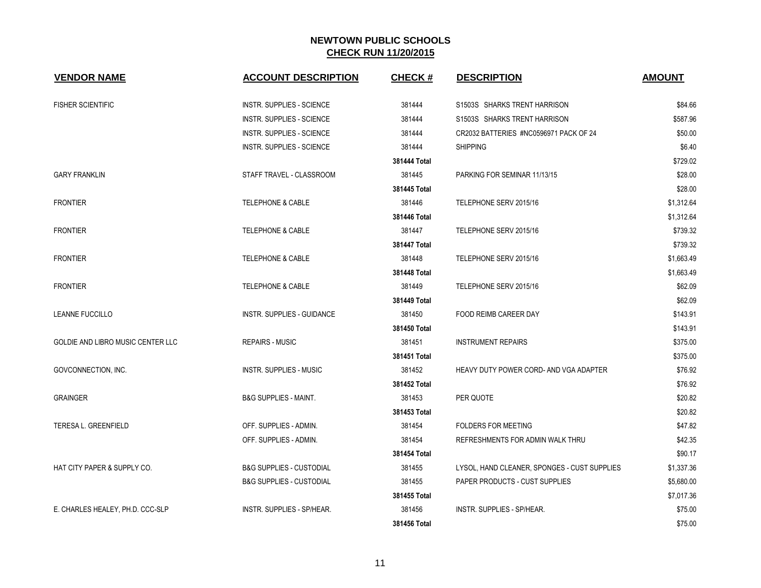# NEWTOWN PUBLIC SCHOOLS

## CHECK RUN 11/20/2015

| VENDOR NAME | ACCOUNT DESCRIPTION | CHECK # | DESCRIPTION | AMOUNT |
|---|---|---|---|---|
| FISHER SCIENTIFIC | INSTR. SUPPLIES - SCIENCE | 381444 | S1503S SHARKS TRENT HARRISON | $84.66 |
| | INSTR. SUPPLIES - SCIENCE | 381444 | S1503S SHARKS TRENT HARRISON | $587.96 |
| | INSTR. SUPPLIES - SCIENCE | 381444 | CR2032 BATTERIES #NC0596971 PACK OF 24 | $50.00 |
| | INSTR. SUPPLIES - SCIENCE | 381444 | SHIPPING | $6.40 |
| | | **381444 Total** | | $729.02 |
| GARY FRANKLIN | STAFF TRAVEL - CLASSROOM | 381445 | PARKING FOR SEMINAR 11/13/15 | $28.00 |
| | | **381445 Total** | | $28.00 |
| FRONTIER | TELEPHONE & CABLE | 381446 | TELEPHONE SERV 2015/16 | $1,312.64 |
| | | **381446 Total** | | $1,312.64 |
| FRONTIER | TELEPHONE & CABLE | 381447 | TELEPHONE SERV 2015/16 | $739.32 |
| | | **381447 Total** | | $739.32 |
| FRONTIER | TELEPHONE & CABLE | 381448 | TELEPHONE SERV 2015/16 | $1,663.49 |
| | | **381448 Total** | | $1,663.49 |
| FRONTIER | TELEPHONE & CABLE | 381449 | TELEPHONE SERV 2015/16 | $62.09 |
| | | **381449 Total** | | $62.09 |
| LEANNE FUCCILLO | INSTR. SUPPLIES - GUIDANCE | 381450 | FOOD REIMB CAREER DAY | $143.91 |
| | | **381450 Total** | | $143.91 |
| GOLDIE AND LIBRO MUSIC CENTER LLC | REPAIRS - MUSIC | 381451 | INSTRUMENT REPAIRS | $375.00 |
| | | **381451 Total** | | $375.00 |
| GOVCONNECTION, INC. | INSTR. SUPPLIES - MUSIC | 381452 | HEAVY DUTY POWER CORD- AND VGA ADAPTER | $76.92 |
| | | **381452 Total** | | $76.92 |
| GRAINGER | B&G SUPPLIES - MAINT. | 381453 | PER QUOTE | $20.82 |
| | | **381453 Total** | | $20.82 |
| TERESA L. GREENFIELD | OFF. SUPPLIES - ADMIN. | 381454 | FOLDERS FOR MEETING | $47.82 |
| | OFF. SUPPLIES - ADMIN. | 381454 | REFRESHMENTS FOR ADMIN WALK THRU | $42.35 |
| | | **381454 Total** | | $90.17 |
| HAT CITY PAPER & SUPPLY CO. | B&G SUPPLIES - CUSTODIAL | 381455 | LYSOL, HAND CLEANER, SPONGES - CUST SUPPLIES | $1,337.36 |
| | B&G SUPPLIES - CUSTODIAL | 381455 | PAPER PRODUCTS - CUST SUPPLIES | $5,680.00 |
| | | **381455 Total** | | $7,017.36 |
| E. CHARLES HEALEY, PH.D. CCC-SLP | INSTR. SUPPLIES - SP/HEAR. | 381456 | INSTR. SUPPLIES - SP/HEAR. | $75.00 |
| | | **381456 Total** | | $75.00 |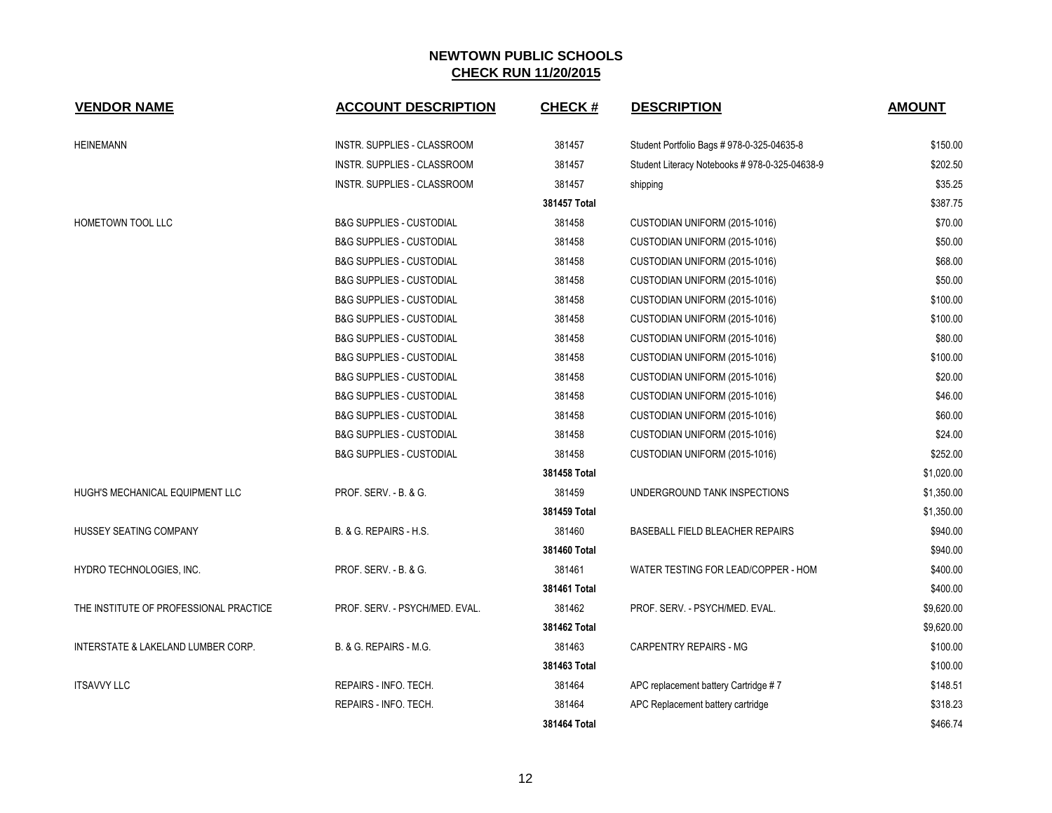## NEWTOWN PUBLIC SCHOOLS
## CHECK RUN 11/20/2015

| VENDOR NAME | ACCOUNT DESCRIPTION | CHECK # | DESCRIPTION | AMOUNT |
|---|---|---|---|---|
| HEINEMANN | INSTR. SUPPLIES - CLASSROOM | 381457 | Student Portfolio Bags # 978-0-325-04635-8 | $150.00 |
| | INSTR. SUPPLIES - CLASSROOM | 381457 | Student Literacy Notebooks # 978-0-325-04638-9 | $202.50 |
| | INSTR. SUPPLIES - CLASSROOM | 381457 | shipping | $35.25 |
| | | **381457 Total** | | $387.75 |
| HOMETOWN TOOL LLC | B&G SUPPLIES - CUSTODIAL | 381458 | CUSTODIAN UNIFORM (2015-1016) | $70.00 |
| | B&G SUPPLIES - CUSTODIAL | 381458 | CUSTODIAN UNIFORM (2015-1016) | $50.00 |
| | B&G SUPPLIES - CUSTODIAL | 381458 | CUSTODIAN UNIFORM (2015-1016) | $68.00 |
| | B&G SUPPLIES - CUSTODIAL | 381458 | CUSTODIAN UNIFORM (2015-1016) | $50.00 |
| | B&G SUPPLIES - CUSTODIAL | 381458 | CUSTODIAN UNIFORM (2015-1016) | $100.00 |
| | B&G SUPPLIES - CUSTODIAL | 381458 | CUSTODIAN UNIFORM (2015-1016) | $100.00 |
| | B&G SUPPLIES - CUSTODIAL | 381458 | CUSTODIAN UNIFORM (2015-1016) | $80.00 |
| | B&G SUPPLIES - CUSTODIAL | 381458 | CUSTODIAN UNIFORM (2015-1016) | $100.00 |
| | B&G SUPPLIES - CUSTODIAL | 381458 | CUSTODIAN UNIFORM (2015-1016) | $20.00 |
| | B&G SUPPLIES - CUSTODIAL | 381458 | CUSTODIAN UNIFORM (2015-1016) | $46.00 |
| | B&G SUPPLIES - CUSTODIAL | 381458 | CUSTODIAN UNIFORM (2015-1016) | $60.00 |
| | B&G SUPPLIES - CUSTODIAL | 381458 | CUSTODIAN UNIFORM (2015-1016) | $24.00 |
| | B&G SUPPLIES - CUSTODIAL | 381458 | CUSTODIAN UNIFORM (2015-1016) | $252.00 |
| | | **381458 Total** | | $1,020.00 |
| HUGH'S MECHANICAL EQUIPMENT LLC | PROF. SERV. - B. & G. | 381459 | UNDERGROUND TANK INSPECTIONS | $1,350.00 |
| | | **381459 Total** | | $1,350.00 |
| HUSSEY SEATING COMPANY | B. & G. REPAIRS - H.S. | 381460 | BASEBALL FIELD BLEACHER REPAIRS | $940.00 |
| | | **381460 Total** | | $940.00 |
| HYDRO TECHNOLOGIES, INC. | PROF. SERV. - B. & G. | 381461 | WATER TESTING FOR LEAD/COPPER - HOM | $400.00 |
| | | **381461 Total** | | $400.00 |
| THE INSTITUTE OF PROFESSIONAL PRACTICE | PROF. SERV. - PSYCH/MED. EVAL. | 381462 | PROF. SERV. - PSYCH/MED. EVAL. | $9,620.00 |
| | | **381462 Total** | | $9,620.00 |
| INTERSTATE & LAKELAND LUMBER CORP. | B. & G. REPAIRS - M.G. | 381463 | CARPENTRY REPAIRS - MG | $100.00 |
| | | **381463 Total** | | $100.00 |
| ITSAVVY LLC | REPAIRS - INFO. TECH. | 381464 | APC replacement battery Cartridge # 7 | $148.51 |
| | REPAIRS - INFO. TECH. | 381464 | APC Replacement battery cartridge | $318.23 |
| | | **381464 Total** | | $466.74 |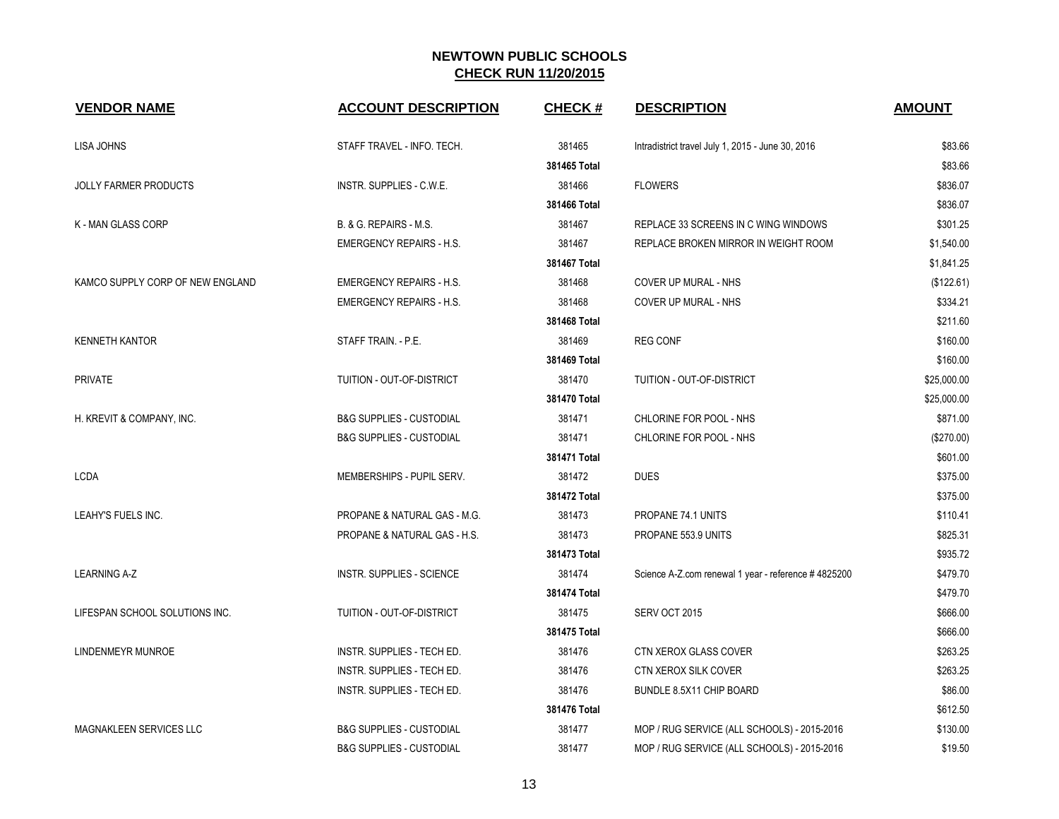# NEWTOWN PUBLIC SCHOOLS

## CHECK RUN 11/20/2015

| VENDOR NAME | ACCOUNT DESCRIPTION | CHECK # | DESCRIPTION | AMOUNT |
|---|---|---|---|---|
| LISA JOHNS | STAFF TRAVEL - INFO. TECH. | 381465 | Intradistrict travel July 1, 2015 - June 30, 2016 | $83.66 |
| | | **381465 Total** | | $83.66 |
| JOLLY FARMER PRODUCTS | INSTR. SUPPLIES - C.W.E. | 381466 | FLOWERS | $836.07 |
| | | **381466 Total** | | $836.07 |
| K - MAN GLASS CORP | B. & G. REPAIRS - M.S. | 381467 | REPLACE 33 SCREENS IN C WING WINDOWS | $301.25 |
| | EMERGENCY REPAIRS - H.S. | 381467 | REPLACE BROKEN MIRROR IN WEIGHT ROOM | $1,540.00 |
| | | **381467 Total** | | $1,841.25 |
| KAMCO SUPPLY CORP OF NEW ENGLAND | EMERGENCY REPAIRS - H.S. | 381468 | COVER UP MURAL - NHS | ($122.61) |
| | EMERGENCY REPAIRS - H.S. | 381468 | COVER UP MURAL - NHS | $334.21 |
| | | **381468 Total** | | $211.60 |
| KENNETH KANTOR | STAFF TRAIN. - P.E. | 381469 | REG CONF | $160.00 |
| | | **381469 Total** | | $160.00 |
| PRIVATE | TUITION - OUT-OF-DISTRICT | 381470 | TUITION - OUT-OF-DISTRICT | $25,000.00 |
| | | **381470 Total** | | $25,000.00 |
| H. KREVIT & COMPANY, INC. | B&G SUPPLIES - CUSTODIAL | 381471 | CHLORINE FOR POOL - NHS | $871.00 |
| | B&G SUPPLIES - CUSTODIAL | 381471 | CHLORINE FOR POOL - NHS | ($270.00) |
| | | **381471 Total** | | $601.00 |
| LCDA | MEMBERSHIPS - PUPIL SERV. | 381472 | DUES | $375.00 |
| | | **381472 Total** | | $375.00 |
| LEAHY'S FUELS INC. | PROPANE & NATURAL GAS - M.G. | 381473 | PROPANE 74.1 UNITS | $110.41 |
| | PROPANE & NATURAL GAS - H.S. | 381473 | PROPANE 553.9 UNITS | $825.31 |
| | | **381473 Total** | | $935.72 |
| LEARNING A-Z | INSTR. SUPPLIES - SCIENCE | 381474 | Science A-Z.com renewal 1 year - reference # 4825200 | $479.70 |
| | | **381474 Total** | | $479.70 |
| LIFESPAN SCHOOL SOLUTIONS INC. | TUITION - OUT-OF-DISTRICT | 381475 | SERV OCT 2015 | $666.00 |
| | | **381475 Total** | | $666.00 |
| LINDENMEYR MUNROE | INSTR. SUPPLIES - TECH ED. | 381476 | CTN XEROX GLASS COVER | $263.25 |
| | INSTR. SUPPLIES - TECH ED. | 381476 | CTN XEROX SILK COVER | $263.25 |
| | INSTR. SUPPLIES - TECH ED. | 381476 | BUNDLE 8.5X11 CHIP BOARD | $86.00 |
| | | **381476 Total** | | $612.50 |
| MAGNAKLEEN SERVICES LLC | B&G SUPPLIES - CUSTODIAL | 381477 | MOP / RUG SERVICE (ALL SCHOOLS) - 2015-2016 | $130.00 |
| | B&G SUPPLIES - CUSTODIAL | 381477 | MOP / RUG SERVICE (ALL SCHOOLS) - 2015-2016 | $19.50 |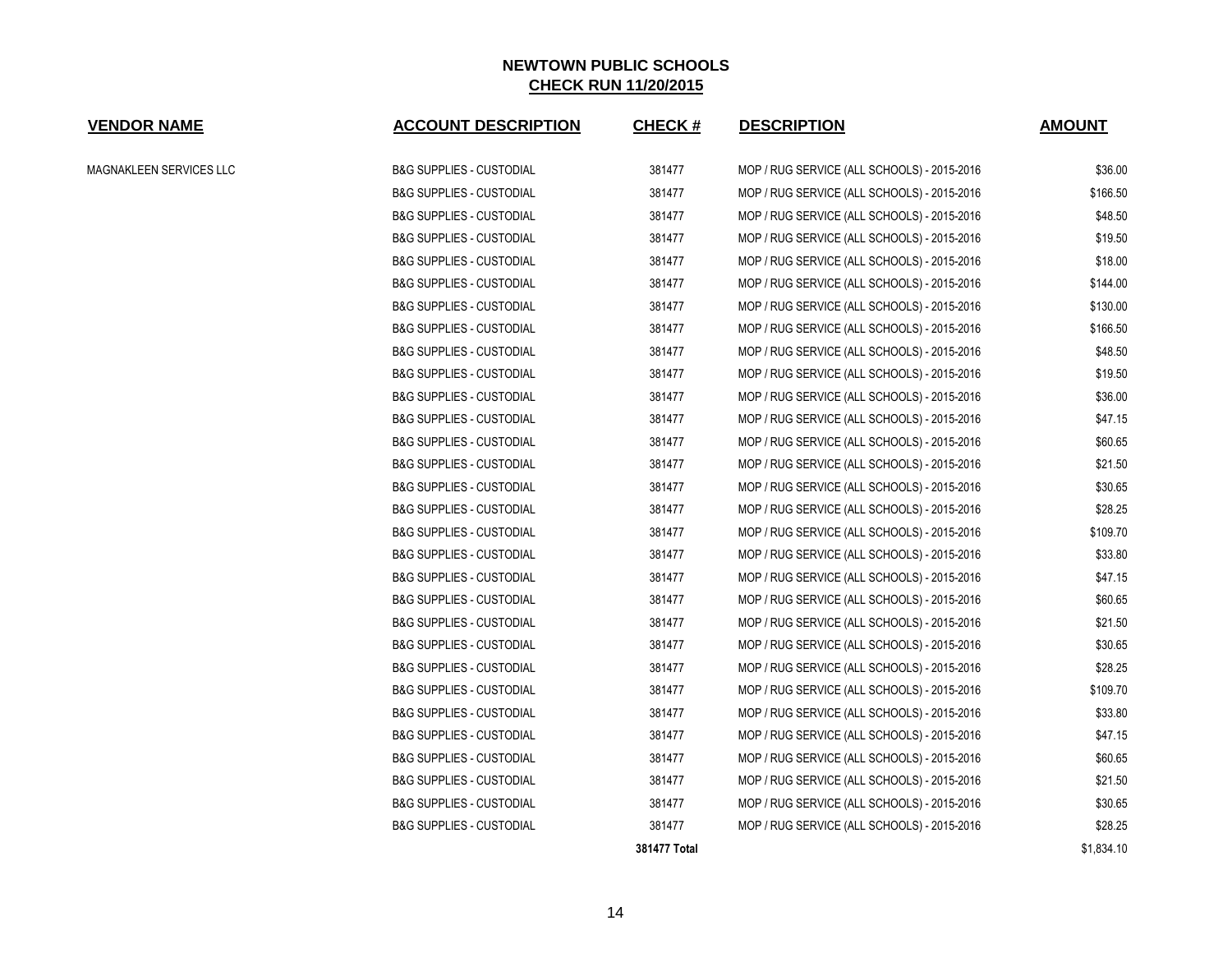**NEWTOWN PUBLIC SCHOOLS**
**CHECK RUN 11/20/2015**

| VENDOR NAME | ACCOUNT DESCRIPTION | CHECK # | DESCRIPTION | AMOUNT |
|---|---|---|---|---|
| MAGNAKLEEN SERVICES LLC | B&G SUPPLIES - CUSTODIAL | 381477 | MOP / RUG SERVICE (ALL SCHOOLS) - 2015-2016 | $36.00 |
| | B&G SUPPLIES - CUSTODIAL | 381477 | MOP / RUG SERVICE (ALL SCHOOLS) - 2015-2016 | $166.50 |
| | B&G SUPPLIES - CUSTODIAL | 381477 | MOP / RUG SERVICE (ALL SCHOOLS) - 2015-2016 | $48.50 |
| | B&G SUPPLIES - CUSTODIAL | 381477 | MOP / RUG SERVICE (ALL SCHOOLS) - 2015-2016 | $19.50 |
| | B&G SUPPLIES - CUSTODIAL | 381477 | MOP / RUG SERVICE (ALL SCHOOLS) - 2015-2016 | $18.00 |
| | B&G SUPPLIES - CUSTODIAL | 381477 | MOP / RUG SERVICE (ALL SCHOOLS) - 2015-2016 | $144.00 |
| | B&G SUPPLIES - CUSTODIAL | 381477 | MOP / RUG SERVICE (ALL SCHOOLS) - 2015-2016 | $130.00 |
| | B&G SUPPLIES - CUSTODIAL | 381477 | MOP / RUG SERVICE (ALL SCHOOLS) - 2015-2016 | $166.50 |
| | B&G SUPPLIES - CUSTODIAL | 381477 | MOP / RUG SERVICE (ALL SCHOOLS) - 2015-2016 | $48.50 |
| | B&G SUPPLIES - CUSTODIAL | 381477 | MOP / RUG SERVICE (ALL SCHOOLS) - 2015-2016 | $19.50 |
| | B&G SUPPLIES - CUSTODIAL | 381477 | MOP / RUG SERVICE (ALL SCHOOLS) - 2015-2016 | $36.00 |
| | B&G SUPPLIES - CUSTODIAL | 381477 | MOP / RUG SERVICE (ALL SCHOOLS) - 2015-2016 | $47.15 |
| | B&G SUPPLIES - CUSTODIAL | 381477 | MOP / RUG SERVICE (ALL SCHOOLS) - 2015-2016 | $60.65 |
| | B&G SUPPLIES - CUSTODIAL | 381477 | MOP / RUG SERVICE (ALL SCHOOLS) - 2015-2016 | $21.50 |
| | B&G SUPPLIES - CUSTODIAL | 381477 | MOP / RUG SERVICE (ALL SCHOOLS) - 2015-2016 | $30.65 |
| | B&G SUPPLIES - CUSTODIAL | 381477 | MOP / RUG SERVICE (ALL SCHOOLS) - 2015-2016 | $28.25 |
| | B&G SUPPLIES - CUSTODIAL | 381477 | MOP / RUG SERVICE (ALL SCHOOLS) - 2015-2016 | $109.70 |
| | B&G SUPPLIES - CUSTODIAL | 381477 | MOP / RUG SERVICE (ALL SCHOOLS) - 2015-2016 | $33.80 |
| | B&G SUPPLIES - CUSTODIAL | 381477 | MOP / RUG SERVICE (ALL SCHOOLS) - 2015-2016 | $47.15 |
| | B&G SUPPLIES - CUSTODIAL | 381477 | MOP / RUG SERVICE (ALL SCHOOLS) - 2015-2016 | $60.65 |
| | B&G SUPPLIES - CUSTODIAL | 381477 | MOP / RUG SERVICE (ALL SCHOOLS) - 2015-2016 | $21.50 |
| | B&G SUPPLIES - CUSTODIAL | 381477 | MOP / RUG SERVICE (ALL SCHOOLS) - 2015-2016 | $30.65 |
| | B&G SUPPLIES - CUSTODIAL | 381477 | MOP / RUG SERVICE (ALL SCHOOLS) - 2015-2016 | $28.25 |
| | B&G SUPPLIES - CUSTODIAL | 381477 | MOP / RUG SERVICE (ALL SCHOOLS) - 2015-2016 | $109.70 |
| | B&G SUPPLIES - CUSTODIAL | 381477 | MOP / RUG SERVICE (ALL SCHOOLS) - 2015-2016 | $33.80 |
| | B&G SUPPLIES - CUSTODIAL | 381477 | MOP / RUG SERVICE (ALL SCHOOLS) - 2015-2016 | $47.15 |
| | B&G SUPPLIES - CUSTODIAL | 381477 | MOP / RUG SERVICE (ALL SCHOOLS) - 2015-2016 | $60.65 |
| | B&G SUPPLIES - CUSTODIAL | 381477 | MOP / RUG SERVICE (ALL SCHOOLS) - 2015-2016 | $21.50 |
| | B&G SUPPLIES - CUSTODIAL | 381477 | MOP / RUG SERVICE (ALL SCHOOLS) - 2015-2016 | $30.65 |
| | B&G SUPPLIES - CUSTODIAL | 381477 | MOP / RUG SERVICE (ALL SCHOOLS) - 2015-2016 | $28.25 |
| | | **381477 Total** | | $1,834.10 |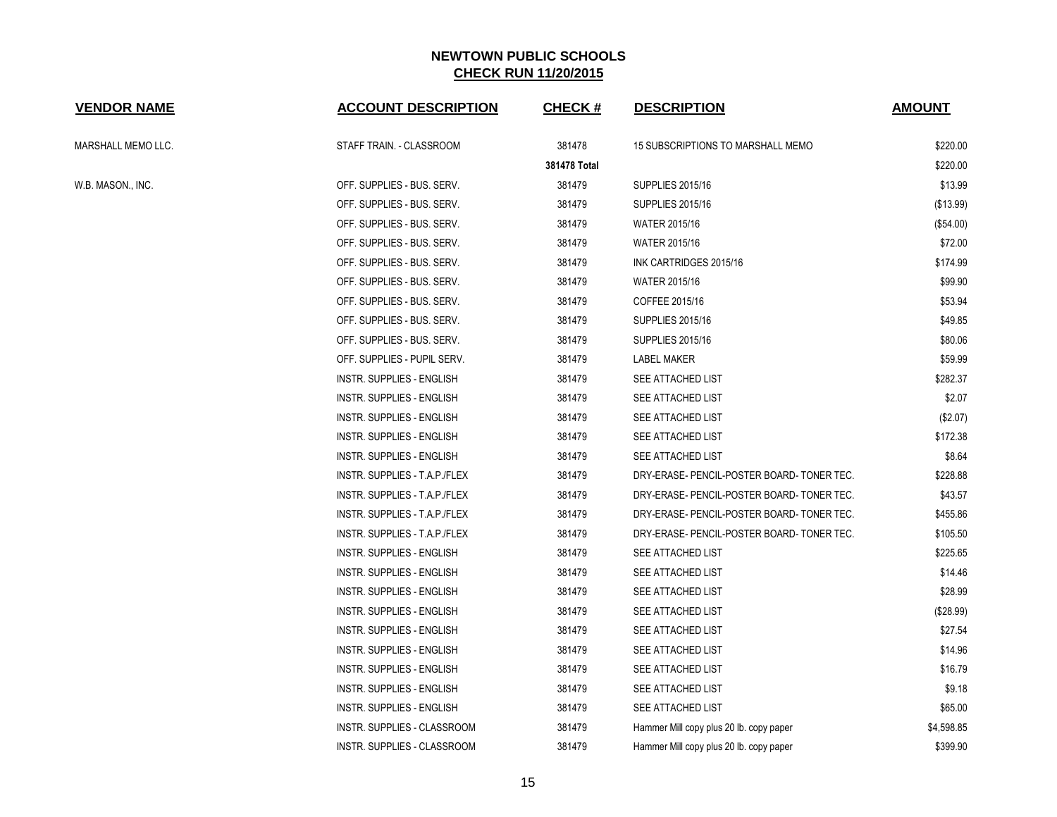# NEWTOWN PUBLIC SCHOOLS

## CHECK RUN 11/20/2015

| VENDOR NAME | ACCOUNT DESCRIPTION | CHECK # | DESCRIPTION | AMOUNT |
|---|---|---|---|---|
| MARSHALL MEMO LLC. | STAFF TRAIN. - CLASSROOM | 381478 | 15 SUBSCRIPTIONS TO MARSHALL MEMO | $220.00 |
| | | **381478 Total** | | $220.00 |
| W.B. MASON., INC. | OFF. SUPPLIES - BUS. SERV. | 381479 | SUPPLIES 2015/16 | $13.99 |
| | OFF. SUPPLIES - BUS. SERV. | 381479 | SUPPLIES 2015/16 | ($13.99) |
| | OFF. SUPPLIES - BUS. SERV. | 381479 | WATER 2015/16 | ($54.00) |
| | OFF. SUPPLIES - BUS. SERV. | 381479 | WATER 2015/16 | $72.00 |
| | OFF. SUPPLIES - BUS. SERV. | 381479 | INK CARTRIDGES 2015/16 | $174.99 |
| | OFF. SUPPLIES - BUS. SERV. | 381479 | WATER 2015/16 | $99.90 |
| | OFF. SUPPLIES - BUS. SERV. | 381479 | COFFEE 2015/16 | $53.94 |
| | OFF. SUPPLIES - BUS. SERV. | 381479 | SUPPLIES 2015/16 | $49.85 |
| | OFF. SUPPLIES - BUS. SERV. | 381479 | SUPPLIES 2015/16 | $80.06 |
| | OFF. SUPPLIES - PUPIL SERV. | 381479 | LABEL MAKER | $59.99 |
| | INSTR. SUPPLIES - ENGLISH | 381479 | SEE ATTACHED LIST | $282.37 |
| | INSTR. SUPPLIES - ENGLISH | 381479 | SEE ATTACHED LIST | $2.07 |
| | INSTR. SUPPLIES - ENGLISH | 381479 | SEE ATTACHED LIST | ($2.07) |
| | INSTR. SUPPLIES - ENGLISH | 381479 | SEE ATTACHED LIST | $172.38 |
| | INSTR. SUPPLIES - ENGLISH | 381479 | SEE ATTACHED LIST | $8.64 |
| | INSTR. SUPPLIES - T.A.P./FLEX | 381479 | DRY-ERASE- PENCIL-POSTER BOARD- TONER TEC. | $228.88 |
| | INSTR. SUPPLIES - T.A.P./FLEX | 381479 | DRY-ERASE- PENCIL-POSTER BOARD- TONER TEC. | $43.57 |
| | INSTR. SUPPLIES - T.A.P./FLEX | 381479 | DRY-ERASE- PENCIL-POSTER BOARD- TONER TEC. | $455.86 |
| | INSTR. SUPPLIES - T.A.P./FLEX | 381479 | DRY-ERASE- PENCIL-POSTER BOARD- TONER TEC. | $105.50 |
| | INSTR. SUPPLIES - ENGLISH | 381479 | SEE ATTACHED LIST | $225.65 |
| | INSTR. SUPPLIES - ENGLISH | 381479 | SEE ATTACHED LIST | $14.46 |
| | INSTR. SUPPLIES - ENGLISH | 381479 | SEE ATTACHED LIST | $28.99 |
| | INSTR. SUPPLIES - ENGLISH | 381479 | SEE ATTACHED LIST | ($28.99) |
| | INSTR. SUPPLIES - ENGLISH | 381479 | SEE ATTACHED LIST | $27.54 |
| | INSTR. SUPPLIES - ENGLISH | 381479 | SEE ATTACHED LIST | $14.96 |
| | INSTR. SUPPLIES - ENGLISH | 381479 | SEE ATTACHED LIST | $16.79 |
| | INSTR. SUPPLIES - ENGLISH | 381479 | SEE ATTACHED LIST | $9.18 |
| | INSTR. SUPPLIES - ENGLISH | 381479 | SEE ATTACHED LIST | $65.00 |
| | INSTR. SUPPLIES - CLASSROOM | 381479 | Hammer Mill copy plus 20 lb. copy paper | $4,598.85 |
| | INSTR. SUPPLIES - CLASSROOM | 381479 | Hammer Mill copy plus 20 lb. copy paper | $399.90 |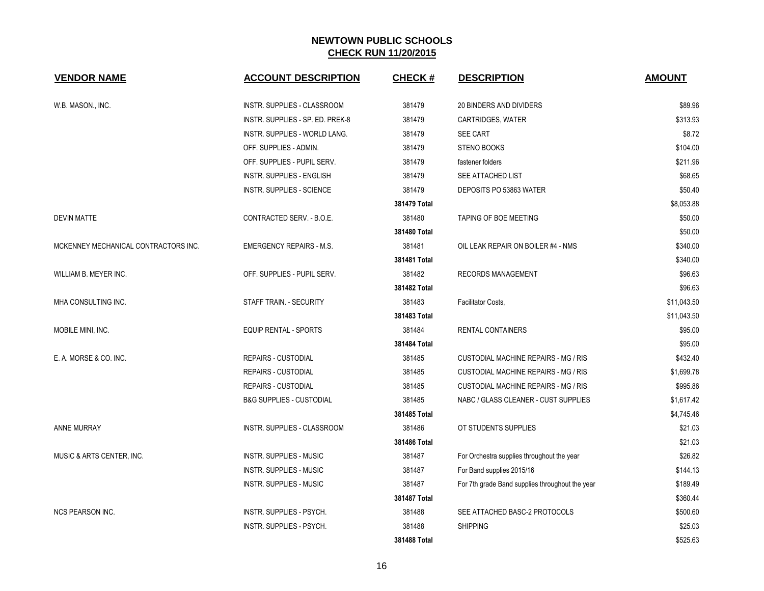# NEWTOWN PUBLIC SCHOOLS

## CHECK RUN 11/20/2015

| VENDOR NAME | ACCOUNT DESCRIPTION | CHECK # | DESCRIPTION | AMOUNT |
|---|---|---|---|---|
| W.B. MASON., INC. | INSTR. SUPPLIES - CLASSROOM | 381479 | 20 BINDERS AND DIVIDERS | $89.96 |
| | INSTR. SUPPLIES - SP. ED. PREK-8 | 381479 | CARTRIDGES, WATER | $313.93 |
| | INSTR. SUPPLIES - WORLD LANG. | 381479 | SEE CART | $8.72 |
| | OFF. SUPPLIES - ADMIN. | 381479 | STENO BOOKS | $104.00 |
| | OFF. SUPPLIES - PUPIL SERV. | 381479 | fastener folders | $211.96 |
| | INSTR. SUPPLIES - ENGLISH | 381479 | SEE ATTACHED LIST | $68.65 |
| | INSTR. SUPPLIES - SCIENCE | 381479 | DEPOSITS PO 53863 WATER | $50.40 |
| | | **381479 Total** | | $8,053.88 |
| DEVIN MATTE | CONTRACTED SERV. - B.O.E. | 381480 | TAPING OF BOE MEETING | $50.00 |
| | | **381480 Total** | | $50.00 |
| MCKENNEY MECHANICAL CONTRACTORS INC. | EMERGENCY REPAIRS - M.S. | 381481 | OIL LEAK REPAIR ON BOILER #4 - NMS | $340.00 |
| | | **381481 Total** | | $340.00 |
| WILLIAM B. MEYER INC. | OFF. SUPPLIES - PUPIL SERV. | 381482 | RECORDS MANAGEMENT | $96.63 |
| | | **381482 Total** | | $96.63 |
| MHA CONSULTING INC. | STAFF TRAIN. - SECURITY | 381483 | Facilitator Costs, | $11,043.50 |
| | | **381483 Total** | | $11,043.50 |
| MOBILE MINI, INC. | EQUIP RENTAL - SPORTS | 381484 | RENTAL CONTAINERS | $95.00 |
| | | **381484 Total** | | $95.00 |
| E. A. MORSE & CO. INC. | REPAIRS - CUSTODIAL | 381485 | CUSTODIAL MACHINE REPAIRS - MG / RIS | $432.40 |
| | REPAIRS - CUSTODIAL | 381485 | CUSTODIAL MACHINE REPAIRS - MG / RIS | $1,699.78 |
| | REPAIRS - CUSTODIAL | 381485 | CUSTODIAL MACHINE REPAIRS - MG / RIS | $995.86 |
| | B&G SUPPLIES - CUSTODIAL | 381485 | NABC / GLASS CLEANER - CUST SUPPLIES | $1,617.42 |
| | | **381485 Total** | | $4,745.46 |
| ANNE MURRAY | INSTR. SUPPLIES - CLASSROOM | 381486 | OT STUDENTS SUPPLIES | $21.03 |
| | | **381486 Total** | | $21.03 |
| MUSIC & ARTS CENTER, INC. | INSTR. SUPPLIES - MUSIC | 381487 | For Orchestra supplies throughout the year | $26.82 |
| | INSTR. SUPPLIES - MUSIC | 381487 | For Band supplies 2015/16 | $144.13 |
| | INSTR. SUPPLIES - MUSIC | 381487 | For 7th grade Band supplies throughout the year | $189.49 |
| | | **381487 Total** | | $360.44 |
| NCS PEARSON INC. | INSTR. SUPPLIES - PSYCH. | 381488 | SEE ATTACHED BASC-2 PROTOCOLS | $500.60 |
| | INSTR. SUPPLIES - PSYCH. | 381488 | SHIPPING | $25.03 |
| | | **381488 Total** | | $525.63 |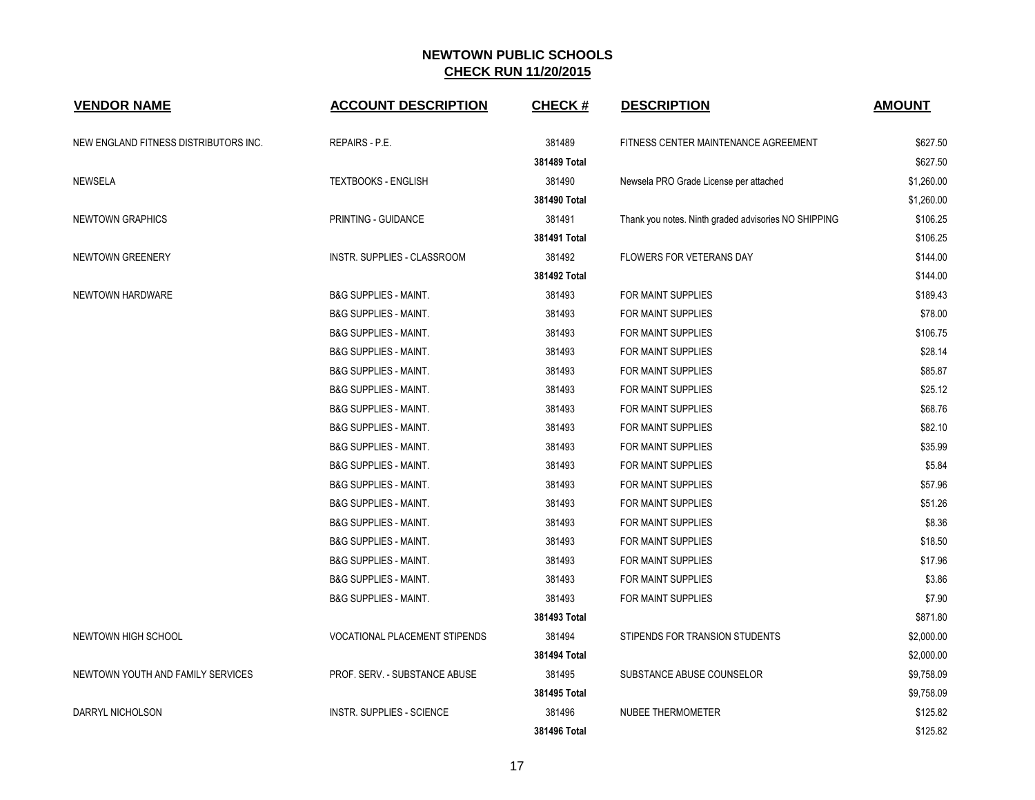# NEWTOWN PUBLIC SCHOOLS

## CHECK RUN 11/20/2015

| VENDOR NAME | ACCOUNT DESCRIPTION | CHECK # | DESCRIPTION | AMOUNT |
|---|---|---|---|---|
| NEW ENGLAND FITNESS DISTRIBUTORS INC. | REPAIRS - P.E. | 381489 | FITNESS CENTER MAINTENANCE AGREEMENT | $627.50 |
| | | 381489 Total | | $627.50 |
| NEWSELA | TEXTBOOKS - ENGLISH | 381490 | Newsela PRO Grade License per attached | $1,260.00 |
| | | 381490 Total | | $1,260.00 |
| NEWTOWN GRAPHICS | PRINTING - GUIDANCE | 381491 | Thank you notes. Ninth graded advisories NO SHIPPING | $106.25 |
| | | 381491 Total | | $106.25 |
| NEWTOWN GREENERY | INSTR. SUPPLIES - CLASSROOM | 381492 | FLOWERS FOR VETERANS DAY | $144.00 |
| | | 381492 Total | | $144.00 |
| NEWTOWN HARDWARE | B&G SUPPLIES - MAINT. | 381493 | FOR MAINT SUPPLIES | $189.43 |
| | B&G SUPPLIES - MAINT. | 381493 | FOR MAINT SUPPLIES | $78.00 |
| | B&G SUPPLIES - MAINT. | 381493 | FOR MAINT SUPPLIES | $106.75 |
| | B&G SUPPLIES - MAINT. | 381493 | FOR MAINT SUPPLIES | $28.14 |
| | B&G SUPPLIES - MAINT. | 381493 | FOR MAINT SUPPLIES | $85.87 |
| | B&G SUPPLIES - MAINT. | 381493 | FOR MAINT SUPPLIES | $25.12 |
| | B&G SUPPLIES - MAINT. | 381493 | FOR MAINT SUPPLIES | $68.76 |
| | B&G SUPPLIES - MAINT. | 381493 | FOR MAINT SUPPLIES | $82.10 |
| | B&G SUPPLIES - MAINT. | 381493 | FOR MAINT SUPPLIES | $35.99 |
| | B&G SUPPLIES - MAINT. | 381493 | FOR MAINT SUPPLIES | $5.84 |
| | B&G SUPPLIES - MAINT. | 381493 | FOR MAINT SUPPLIES | $57.96 |
| | B&G SUPPLIES - MAINT. | 381493 | FOR MAINT SUPPLIES | $51.26 |
| | B&G SUPPLIES - MAINT. | 381493 | FOR MAINT SUPPLIES | $8.36 |
| | B&G SUPPLIES - MAINT. | 381493 | FOR MAINT SUPPLIES | $18.50 |
| | B&G SUPPLIES - MAINT. | 381493 | FOR MAINT SUPPLIES | $17.96 |
| | B&G SUPPLIES - MAINT. | 381493 | FOR MAINT SUPPLIES | $3.86 |
| | B&G SUPPLIES - MAINT. | 381493 | FOR MAINT SUPPLIES | $7.90 |
| | | 381493 Total | | $871.80 |
| NEWTOWN HIGH SCHOOL | VOCATIONAL PLACEMENT STIPENDS | 381494 | STIPENDS FOR TRANSION STUDENTS | $2,000.00 |
| | | 381494 Total | | $2,000.00 |
| NEWTOWN YOUTH AND FAMILY SERVICES | PROF. SERV. - SUBSTANCE ABUSE | 381495 | SUBSTANCE ABUSE COUNSELOR | $9,758.09 |
| | | 381495 Total | | $9,758.09 |
| DARRYL NICHOLSON | INSTR. SUPPLIES - SCIENCE | 381496 | NUBEE THERMOMETER | $125.82 |
| | | 381496 Total | | $125.82 |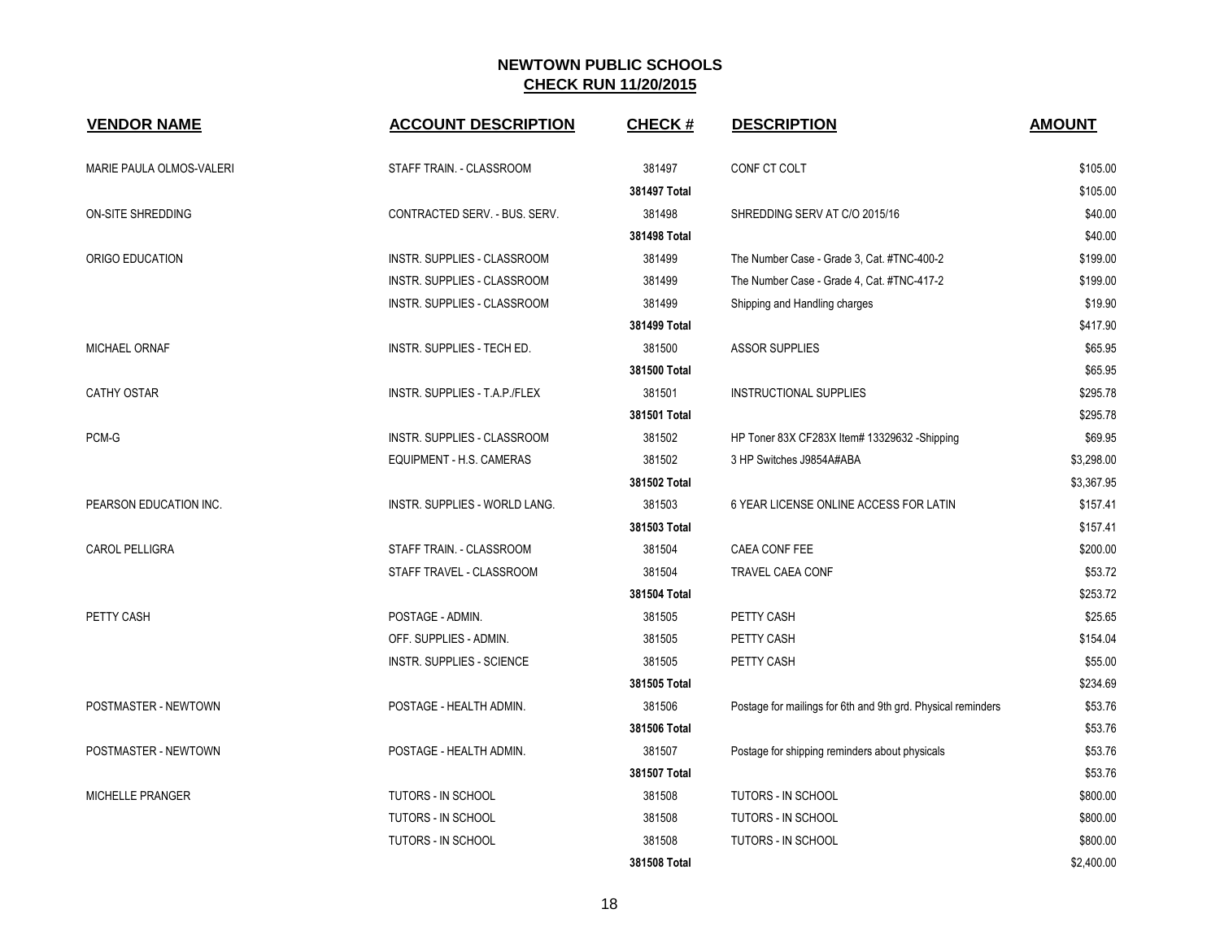# NEWTOWN PUBLIC SCHOOLS

## CHECK RUN 11/20/2015

| VENDOR NAME | ACCOUNT DESCRIPTION | CHECK # | DESCRIPTION | AMOUNT |
|---|---|---|---|---|
| MARIE PAULA OLMOS-VALERI | STAFF TRAIN. - CLASSROOM | 381497 | CONF CT COLT | $105.00 |
| | | **381497 Total** | | $105.00 |
| ON-SITE SHREDDING | CONTRACTED SERV. - BUS. SERV. | 381498 | SHREDDING SERV AT C/O 2015/16 | $40.00 |
| | | **381498 Total** | | $40.00 |
| ORIGO EDUCATION | INSTR. SUPPLIES - CLASSROOM | 381499 | The Number Case - Grade 3, Cat. #TNC-400-2 | $199.00 |
| | INSTR. SUPPLIES - CLASSROOM | 381499 | The Number Case - Grade 4, Cat. #TNC-417-2 | $199.00 |
| | INSTR. SUPPLIES - CLASSROOM | 381499 | Shipping and Handling charges | $19.90 |
| | | **381499 Total** | | $417.90 |
| MICHAEL ORNAF | INSTR. SUPPLIES - TECH ED. | 381500 | ASSOR SUPPLIES | $65.95 |
| | | **381500 Total** | | $65.95 |
| CATHY OSTAR | INSTR. SUPPLIES - T.A.P./FLEX | 381501 | INSTRUCTIONAL SUPPLIES | $295.78 |
| | | **381501 Total** | | $295.78 |
| PCM-G | INSTR. SUPPLIES - CLASSROOM | 381502 | HP Toner 83X CF283X Item# 13329632 -Shipping | $69.95 |
| | EQUIPMENT - H.S. CAMERAS | 381502 | 3 HP Switches J9854A#ABA | $3,298.00 |
| | | **381502 Total** | | $3,367.95 |
| PEARSON EDUCATION INC. | INSTR. SUPPLIES - WORLD LANG. | 381503 | 6 YEAR LICENSE ONLINE ACCESS FOR LATIN | $157.41 |
| | | **381503 Total** | | $157.41 |
| CAROL PELLIGRA | STAFF TRAIN. - CLASSROOM | 381504 | CAEA CONF FEE | $200.00 |
| | STAFF TRAVEL - CLASSROOM | 381504 | TRAVEL CAEA CONF | $53.72 |
| | | **381504 Total** | | $253.72 |
| PETTY CASH | POSTAGE - ADMIN. | 381505 | PETTY CASH | $25.65 |
| | OFF. SUPPLIES - ADMIN. | 381505 | PETTY CASH | $154.04 |
| | INSTR. SUPPLIES - SCIENCE | 381505 | PETTY CASH | $55.00 |
| | | **381505 Total** | | $234.69 |
| POSTMASTER - NEWTOWN | POSTAGE - HEALTH ADMIN. | 381506 | Postage for mailings for 6th and 9th grd. Physical reminders | $53.76 |
| | | **381506 Total** | | $53.76 |
| POSTMASTER - NEWTOWN | POSTAGE - HEALTH ADMIN. | 381507 | Postage for shipping reminders about physicals | $53.76 |
| | | **381507 Total** | | $53.76 |
| MICHELLE PRANGER | TUTORS - IN SCHOOL | 381508 | TUTORS - IN SCHOOL | $800.00 |
| | TUTORS - IN SCHOOL | 381508 | TUTORS - IN SCHOOL | $800.00 |
| | TUTORS - IN SCHOOL | 381508 | TUTORS - IN SCHOOL | $800.00 |
| | | **381508 Total** | | $2,400.00 |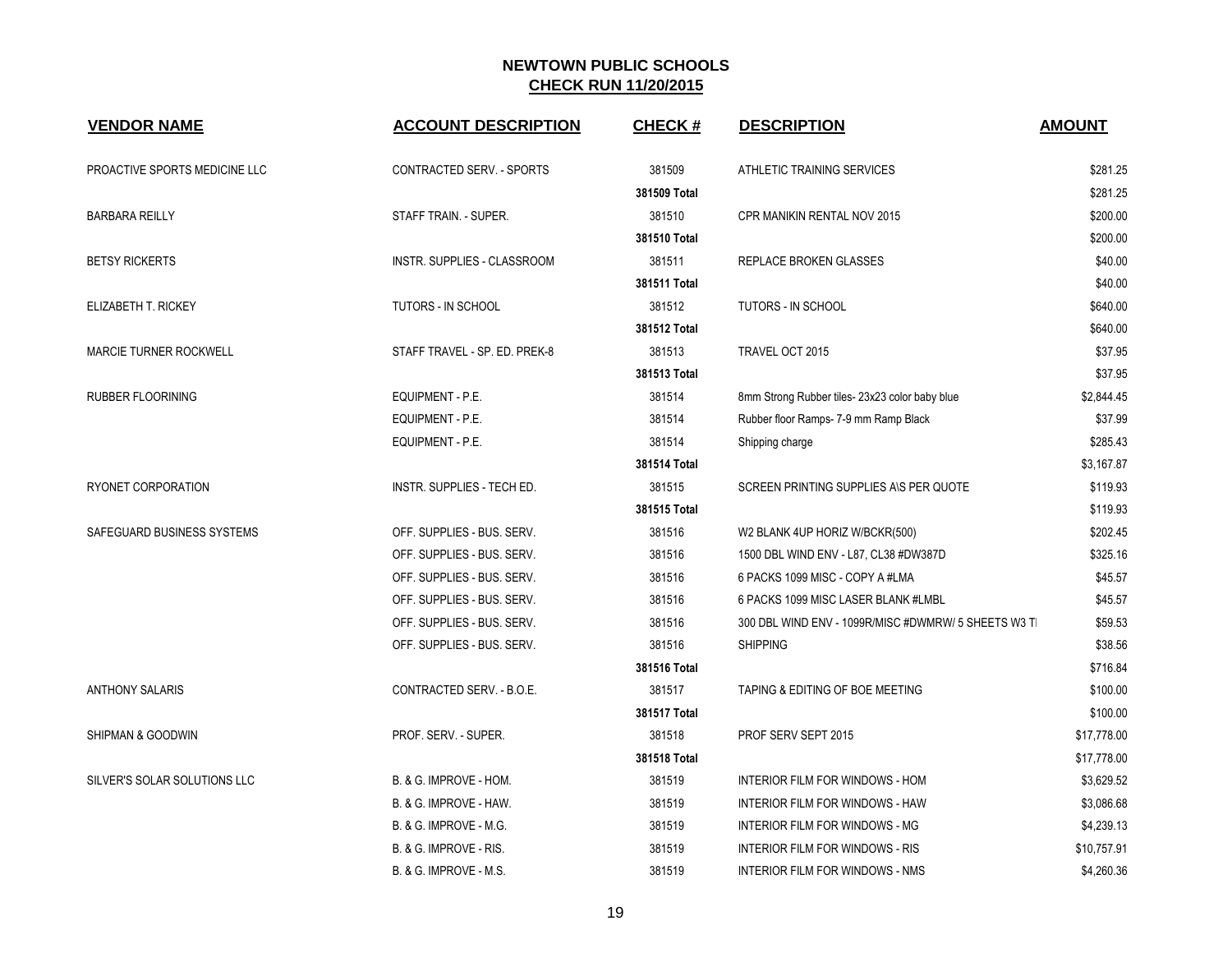# NEWTOWN PUBLIC SCHOOLS
## CHECK RUN 11/20/2015

| VENDOR NAME | ACCOUNT DESCRIPTION | CHECK # | DESCRIPTION | AMOUNT |
|---|---|---|---|---|
| PROACTIVE SPORTS MEDICINE LLC | CONTRACTED SERV. - SPORTS | 381509 | ATHLETIC TRAINING SERVICES | $281.25 |
| | | **381509 Total** | | $281.25 |
| BARBARA REILLY | STAFF TRAIN. - SUPER. | 381510 | CPR MANIKIN RENTAL NOV 2015 | $200.00 |
| | | **381510 Total** | | $200.00 |
| BETSY RICKERTS | INSTR. SUPPLIES - CLASSROOM | 381511 | REPLACE BROKEN GLASSES | $40.00 |
| | | **381511 Total** | | $40.00 |
| ELIZABETH T. RICKEY | TUTORS - IN SCHOOL | 381512 | TUTORS - IN SCHOOL | $640.00 |
| | | **381512 Total** | | $640.00 |
| MARCIE TURNER ROCKWELL | STAFF TRAVEL - SP. ED. PREK-8 | 381513 | TRAVEL OCT 2015 | $37.95 |
| | | **381513 Total** | | $37.95 |
| RUBBER FLOORINING | EQUIPMENT - P.E. | 381514 | 8mm Strong Rubber tiles- 23x23 color baby blue | $2,844.45 |
| | EQUIPMENT - P.E. | 381514 | Rubber floor Ramps- 7-9 mm Ramp Black | $37.99 |
| | EQUIPMENT - P.E. | 381514 | Shipping charge | $285.43 |
| | | **381514 Total** | | $3,167.87 |
| RYONET CORPORATION | INSTR. SUPPLIES - TECH ED. | 381515 | SCREEN PRINTING SUPPLIES A\S PER QUOTE | $119.93 |
| | | **381515 Total** | | $119.93 |
| SAFEGUARD BUSINESS SYSTEMS | OFF. SUPPLIES - BUS. SERV. | 381516 | W2 BLANK 4UP HORIZ W/BCKR(500) | $202.45 |
| | OFF. SUPPLIES - BUS. SERV. | 381516 | 1500 DBL WIND ENV - L87, CL38 #DW387D | $325.16 |
| | OFF. SUPPLIES - BUS. SERV. | 381516 | 6 PACKS 1099 MISC - COPY A #LMA | $45.57 |
| | OFF. SUPPLIES - BUS. SERV. | 381516 | 6 PACKS 1099 MISC LASER BLANK #LMBL | $45.57 |
| | OFF. SUPPLIES - BUS. SERV. | 381516 | 300 DBL WIND ENV - 1099R/MISC #DWMRW/ 5 SHEETS W3 T | $59.53 |
| | OFF. SUPPLIES - BUS. SERV. | 381516 | SHIPPING | $38.56 |
| | | **381516 Total** | | $716.84 |
| ANTHONY SALARIS | CONTRACTED SERV. - B.O.E. | 381517 | TAPING & EDITING OF BOE MEETING | $100.00 |
| | | **381517 Total** | | $100.00 |
| SHIPMAN & GOODWIN | PROF. SERV. - SUPER. | 381518 | PROF SERV SEPT 2015 | $17,778.00 |
| | | **381518 Total** | | $17,778.00 |
| SILVER'S SOLAR SOLUTIONS LLC | B. & G. IMPROVE - HOM. | 381519 | INTERIOR FILM FOR WINDOWS - HOM | $3,629.52 |
| | B. & G. IMPROVE - HAW. | 381519 | INTERIOR FILM FOR WINDOWS - HAW | $3,086.68 |
| | B. & G. IMPROVE - M.G. | 381519 | INTERIOR FILM FOR WINDOWS - MG | $4,239.13 |
| | B. & G. IMPROVE - RIS. | 381519 | INTERIOR FILM FOR WINDOWS - RIS | $10,757.91 |
| | B. & G. IMPROVE - M.S. | 381519 | INTERIOR FILM FOR WINDOWS - NMS | $4,260.36 |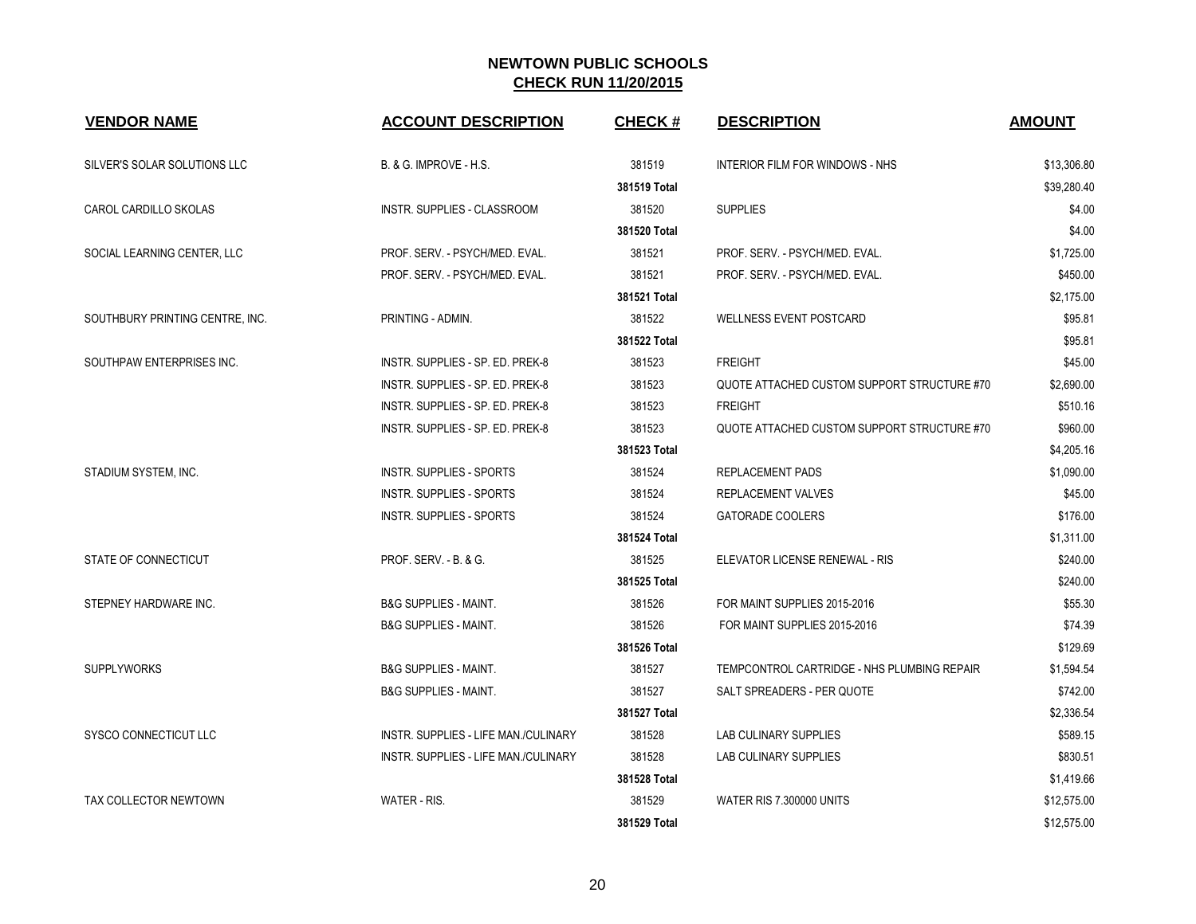**NEWTOWN PUBLIC SCHOOLS**
**CHECK RUN 11/20/2015**

| VENDOR NAME | ACCOUNT DESCRIPTION | CHECK # | DESCRIPTION | AMOUNT |
|---|---|---|---|---|
| SILVER'S SOLAR SOLUTIONS LLC | B. & G. IMPROVE - H.S. | 381519 | INTERIOR FILM FOR WINDOWS - NHS | $13,306.80 |
| | | **381519 Total** | | $39,280.40 |
| CAROL CARDILLO SKOLAS | INSTR. SUPPLIES - CLASSROOM | 381520 | SUPPLIES | $4.00 |
| | | **381520 Total** | | $4.00 |
| SOCIAL LEARNING CENTER, LLC | PROF. SERV. - PSYCH/MED. EVAL. | 381521 | PROF. SERV. - PSYCH/MED. EVAL. | $1,725.00 |
| | PROF. SERV. - PSYCH/MED. EVAL. | 381521 | PROF. SERV. - PSYCH/MED. EVAL. | $450.00 |
| | | **381521 Total** | | $2,175.00 |
| SOUTHBURY PRINTING CENTRE, INC. | PRINTING - ADMIN. | 381522 | WELLNESS EVENT POSTCARD | $95.81 |
| | | **381522 Total** | | $95.81 |
| SOUTHPAW ENTERPRISES INC. | INSTR. SUPPLIES - SP. ED. PREK-8 | 381523 | FREIGHT | $45.00 |
| | INSTR. SUPPLIES - SP. ED. PREK-8 | 381523 | QUOTE ATTACHED CUSTOM SUPPORT STRUCTURE #70 | $2,690.00 |
| | INSTR. SUPPLIES - SP. ED. PREK-8 | 381523 | FREIGHT | $510.16 |
| | INSTR. SUPPLIES - SP. ED. PREK-8 | 381523 | QUOTE ATTACHED CUSTOM SUPPORT STRUCTURE #70 | $960.00 |
| | | **381523 Total** | | $4,205.16 |
| STADIUM SYSTEM, INC. | INSTR. SUPPLIES - SPORTS | 381524 | REPLACEMENT PADS | $1,090.00 |
| | INSTR. SUPPLIES - SPORTS | 381524 | REPLACEMENT VALVES | $45.00 |
| | INSTR. SUPPLIES - SPORTS | 381524 | GATORADE COOLERS | $176.00 |
| | | **381524 Total** | | $1,311.00 |
| STATE OF CONNECTICUT | PROF. SERV. - B. & G. | 381525 | ELEVATOR LICENSE RENEWAL - RIS | $240.00 |
| | | **381525 Total** | | $240.00 |
| STEPNEY HARDWARE INC. | B&G SUPPLIES - MAINT. | 381526 | FOR MAINT SUPPLIES 2015-2016 | $55.30 |
| | B&G SUPPLIES - MAINT. | 381526 | FOR MAINT SUPPLIES 2015-2016 | $74.39 |
| | | **381526 Total** | | $129.69 |
| SUPPLYWORKS | B&G SUPPLIES - MAINT. | 381527 | TEMPCONTROL CARTRIDGE - NHS PLUMBING REPAIR | $1,594.54 |
| | B&G SUPPLIES - MAINT. | 381527 | SALT SPREADERS - PER QUOTE | $742.00 |
| | | **381527 Total** | | $2,336.54 |
| SYSCO CONNECTICUT LLC | INSTR. SUPPLIES - LIFE MAN./CULINARY | 381528 | LAB CULINARY SUPPLIES | $589.15 |
| | INSTR. SUPPLIES - LIFE MAN./CULINARY | 381528 | LAB CULINARY SUPPLIES | $830.51 |
| | | **381528 Total** | | $1,419.66 |
| TAX COLLECTOR NEWTOWN | WATER - RIS. | 381529 | WATER RIS 7.300000 UNITS | $12,575.00 |
| | | **381529 Total** | | $12,575.00 |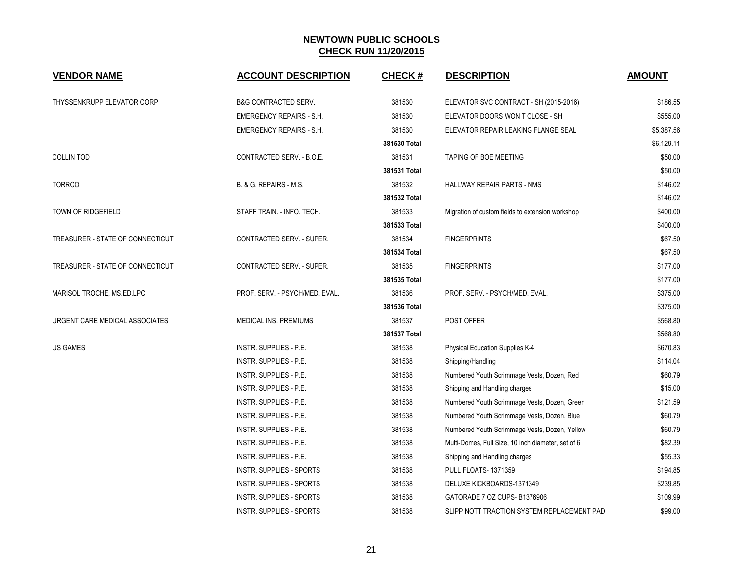# NEWTOWN PUBLIC SCHOOLS

## CHECK RUN 11/20/2015

| VENDOR NAME | ACCOUNT DESCRIPTION | CHECK # | DESCRIPTION | AMOUNT |
|---|---|---|---|---|
| THYSSENKRUPP ELEVATOR CORP | B&G CONTRACTED SERV. | 381530 | ELEVATOR SVC CONTRACT - SH (2015-2016) | $186.55 |
| | EMERGENCY REPAIRS - S.H. | 381530 | ELEVATOR DOORS WON T CLOSE - SH | $555.00 |
| | EMERGENCY REPAIRS - S.H. | 381530 | ELEVATOR REPAIR LEAKING FLANGE SEAL | $5,387.56 |
| | | 381530 Total | | $6,129.11 |
| COLLIN TOD | CONTRACTED SERV. - B.O.E. | 381531 | TAPING OF BOE MEETING | $50.00 |
| | | 381531 Total | | $50.00 |
| TORRCO | B. & G. REPAIRS - M.S. | 381532 | HALLWAY REPAIR PARTS - NMS | $146.02 |
| | | 381532 Total | | $146.02 |
| TOWN OF RIDGEFIELD | STAFF TRAIN. - INFO. TECH. | 381533 | Migration of custom fields to extension workshop | $400.00 |
| | | 381533 Total | | $400.00 |
| TREASURER - STATE OF CONNECTICUT | CONTRACTED SERV. - SUPER. | 381534 | FINGERPRINTS | $67.50 |
| | | 381534 Total | | $67.50 |
| TREASURER - STATE OF CONNECTICUT | CONTRACTED SERV. - SUPER. | 381535 | FINGERPRINTS | $177.00 |
| | | 381535 Total | | $177.00 |
| MARISOL TROCHE, MS.ED.LPC | PROF. SERV. - PSYCH/MED. EVAL. | 381536 | PROF. SERV. - PSYCH/MED. EVAL. | $375.00 |
| | | 381536 Total | | $375.00 |
| URGENT CARE MEDICAL ASSOCIATES | MEDICAL INS. PREMIUMS | 381537 | POST OFFER | $568.80 |
| | | 381537 Total | | $568.80 |
| US GAMES | INSTR. SUPPLIES - P.E. | 381538 | Physical Education Supplies K-4 | $670.83 |
| | INSTR. SUPPLIES - P.E. | 381538 | Shipping/Handling | $114.04 |
| | INSTR. SUPPLIES - P.E. | 381538 | Numbered Youth Scrimmage Vests, Dozen, Red | $60.79 |
| | INSTR. SUPPLIES - P.E. | 381538 | Shipping and Handling charges | $15.00 |
| | INSTR. SUPPLIES - P.E. | 381538 | Numbered Youth Scrimmage Vests, Dozen, Green | $121.59 |
| | INSTR. SUPPLIES - P.E. | 381538 | Numbered Youth Scrimmage Vests, Dozen, Blue | $60.79 |
| | INSTR. SUPPLIES - P.E. | 381538 | Numbered Youth Scrimmage Vests, Dozen, Yellow | $60.79 |
| | INSTR. SUPPLIES - P.E. | 381538 | Multi-Domes, Full Size, 10 inch diameter, set of 6 | $82.39 |
| | INSTR. SUPPLIES - P.E. | 381538 | Shipping and Handling charges | $55.33 |
| | INSTR. SUPPLIES - SPORTS | 381538 | PULL FLOATS- 1371359 | $194.85 |
| | INSTR. SUPPLIES - SPORTS | 381538 | DELUXE KICKBOARDS-1371349 | $239.85 |
| | INSTR. SUPPLIES - SPORTS | 381538 | GATORADE 7 OZ CUPS- B1376906 | $109.99 |
| | INSTR. SUPPLIES - SPORTS | 381538 | SLIPP NOTT TRACTION SYSTEM REPLACEMENT PAD | $99.00 |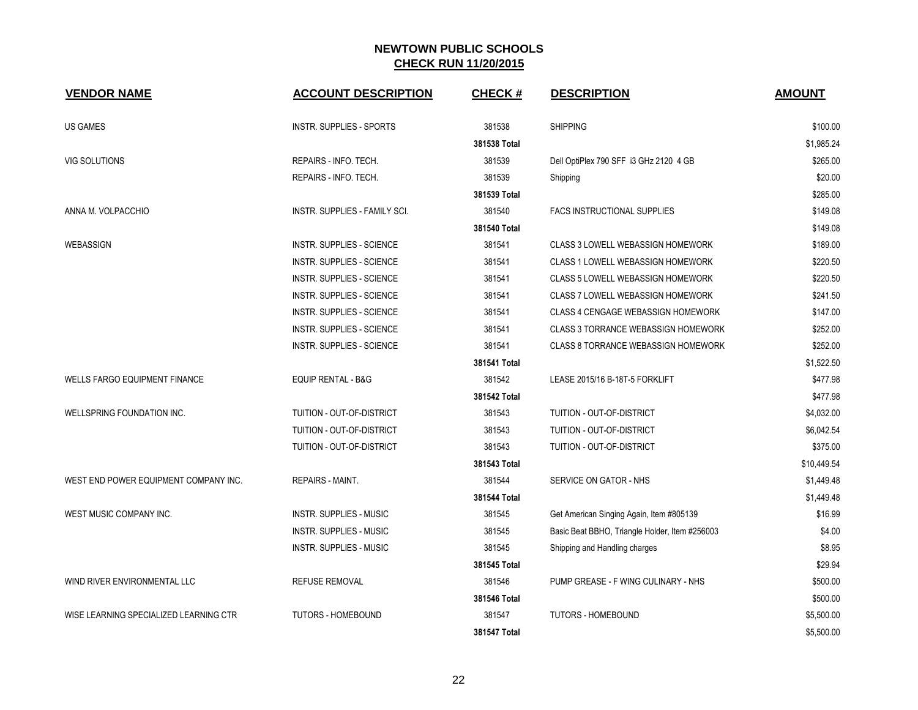**NEWTOWN PUBLIC SCHOOLS**
**CHECK RUN 11/20/2015**

| VENDOR NAME | ACCOUNT DESCRIPTION | CHECK # | DESCRIPTION | AMOUNT |
|---|---|---|---|---|
| US GAMES | INSTR. SUPPLIES - SPORTS | 381538 | SHIPPING | $100.00 |
| | | **381538 Total** | | $1,985.24 |
| VIG SOLUTIONS | REPAIRS - INFO. TECH. | 381539 | Dell OptiPlex 790 SFF i3 GHz 2120 4 GB | $265.00 |
| | REPAIRS - INFO. TECH. | 381539 | Shipping | $20.00 |
| | | **381539 Total** | | $285.00 |
| ANNA M. VOLPACCHIO | INSTR. SUPPLIES - FAMILY SCI. | 381540 | FACS INSTRUCTIONAL SUPPLIES | $149.08 |
| | | **381540 Total** | | $149.08 |
| WEBASSIGN | INSTR. SUPPLIES - SCIENCE | 381541 | CLASS 3 LOWELL WEBASSIGN HOMEWORK | $189.00 |
| | INSTR. SUPPLIES - SCIENCE | 381541 | CLASS 1 LOWELL WEBASSIGN HOMEWORK | $220.50 |
| | INSTR. SUPPLIES - SCIENCE | 381541 | CLASS 5 LOWELL WEBASSIGN HOMEWORK | $220.50 |
| | INSTR. SUPPLIES - SCIENCE | 381541 | CLASS 7 LOWELL WEBASSIGN HOMEWORK | $241.50 |
| | INSTR. SUPPLIES - SCIENCE | 381541 | CLASS 4 CENGAGE WEBASSIGN HOMEWORK | $147.00 |
| | INSTR. SUPPLIES - SCIENCE | 381541 | CLASS 3 TORRANCE WEBASSIGN HOMEWORK | $252.00 |
| | INSTR. SUPPLIES - SCIENCE | 381541 | CLASS 8 TORRANCE WEBASSIGN HOMEWORK | $252.00 |
| | | **381541 Total** | | $1,522.50 |
| WELLS FARGO EQUIPMENT FINANCE | EQUIP RENTAL - B&G | 381542 | LEASE 2015/16 B-18T-5 FORKLIFT | $477.98 |
| | | **381542 Total** | | $477.98 |
| WELLSPRING FOUNDATION INC. | TUITION - OUT-OF-DISTRICT | 381543 | TUITION - OUT-OF-DISTRICT | $4,032.00 |
| | TUITION - OUT-OF-DISTRICT | 381543 | TUITION - OUT-OF-DISTRICT | $6,042.54 |
| | TUITION - OUT-OF-DISTRICT | 381543 | TUITION - OUT-OF-DISTRICT | $375.00 |
| | | **381543 Total** | | $10,449.54 |
| WEST END POWER EQUIPMENT COMPANY INC. | REPAIRS - MAINT. | 381544 | SERVICE ON GATOR - NHS | $1,449.48 |
| | | **381544 Total** | | $1,449.48 |
| WEST MUSIC COMPANY INC. | INSTR. SUPPLIES - MUSIC | 381545 | Get American Singing Again, Item #805139 | $16.99 |
| | INSTR. SUPPLIES - MUSIC | 381545 | Basic Beat BBHO, Triangle Holder, Item #256003 | $4.00 |
| | INSTR. SUPPLIES - MUSIC | 381545 | Shipping and Handling charges | $8.95 |
| | | **381545 Total** | | $29.94 |
| WIND RIVER ENVIRONMENTAL LLC | REFUSE REMOVAL | 381546 | PUMP GREASE - F WING CULINARY - NHS | $500.00 |
| | | **381546 Total** | | $500.00 |
| WISE LEARNING SPECIALIZED LEARNING CTR | TUTORS - HOMEBOUND | 381547 | TUTORS - HOMEBOUND | $5,500.00 |
| | | **381547 Total** | | $5,500.00 |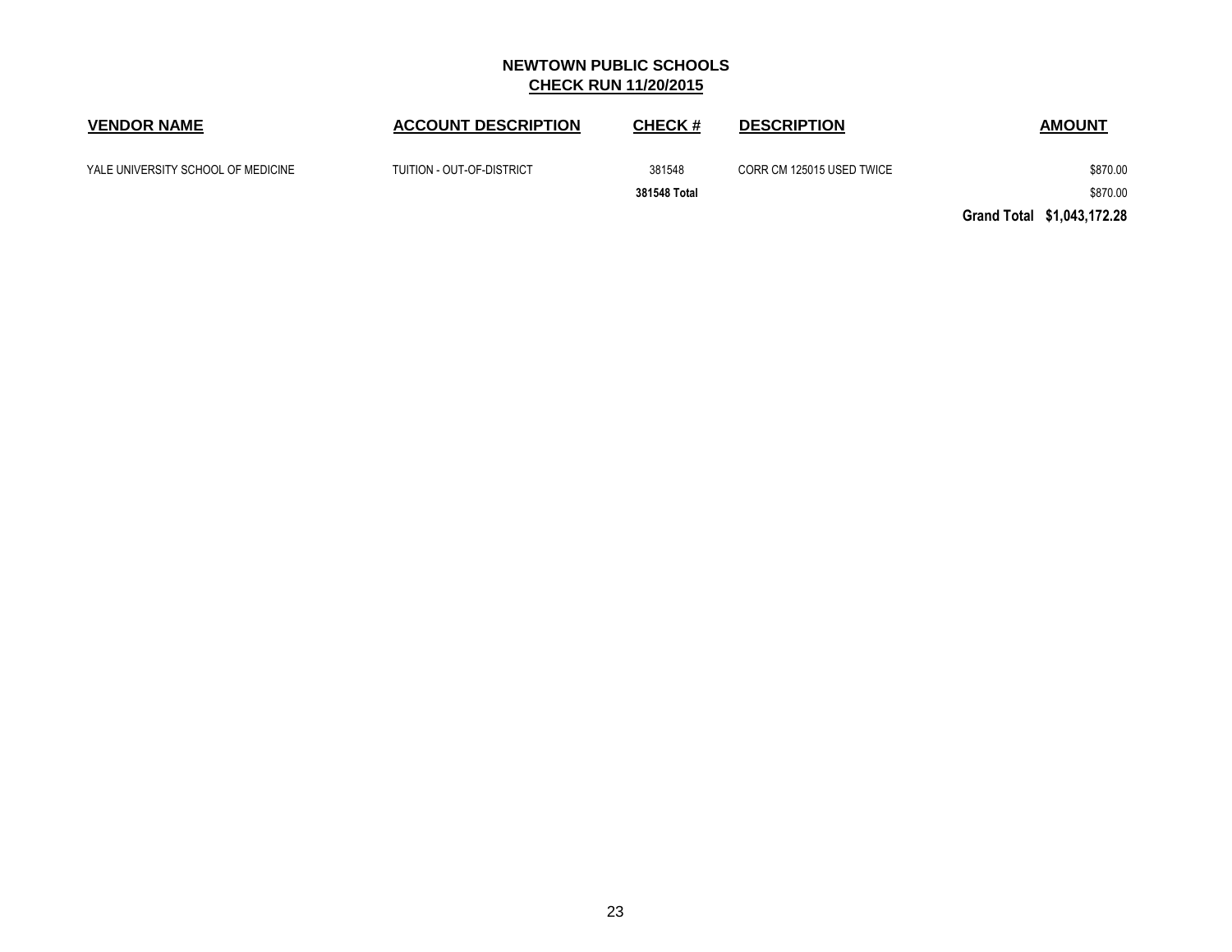**NEWTOWN PUBLIC SCHOOLS**
**CHECK RUN 11/20/2015**

| VENDOR NAME | ACCOUNT DESCRIPTION | CHECK # | DESCRIPTION | AMOUNT |
|---|---|---|---|---|
| YALE UNIVERSITY SCHOOL OF MEDICINE | TUITION - OUT-OF-DISTRICT | 381548 | CORR CM 125015 USED TWICE | $870.00 |
| | | **381548 Total** | | $870.00 |
| | | | **Grand Total** | **$1,043,172.28** |